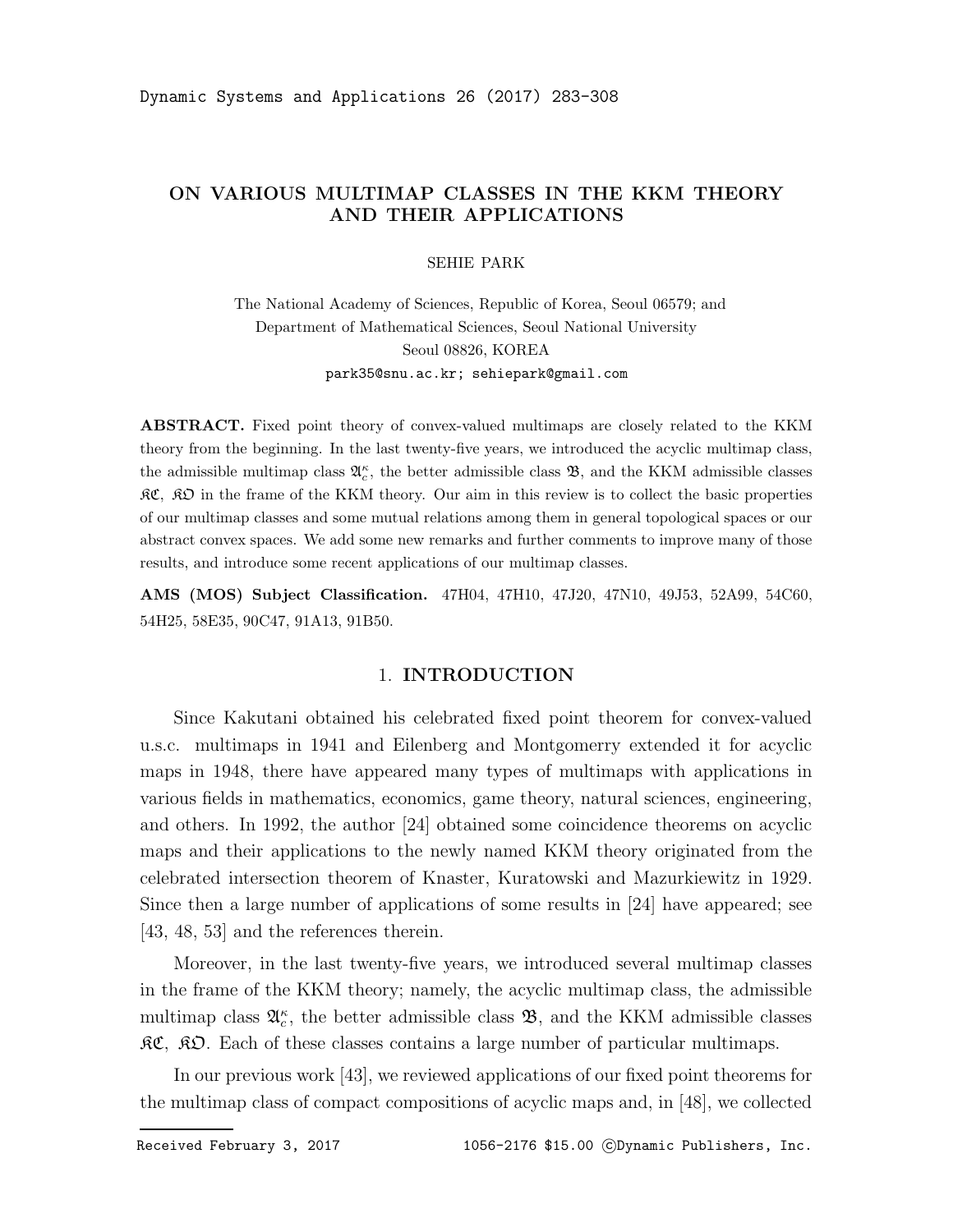# ON VARIOUS MULTIMAP CLASSES IN THE KKM THEORY AND THEIR APPLICATIONS

SEHIE PARK

The National Academy of Sciences, Republic of Korea, Seoul 06579; and
Department of Mathematical Sciences, Seoul National University
Seoul 08826, KOREA
park35@snu.ac.kr; sehiepark@gmail.com

**ABSTRACT.** Fixed point theory of convex-valued multimaps are closely related to the KKM theory from the beginning. In the last twenty-five years, we introduced the acyclic multimap class, the admissible multimap class $\mathfrak{A}_c^\kappa$, the better admissible class $\mathfrak{B}$, and the KKM admissible classes $\mathfrak{KC}$, $\mathfrak{KO}$ in the frame of the KKM theory. Our aim in this review is to collect the basic properties of our multimap classes and some mutual relations among them in general topological spaces or our abstract convex spaces. We add some new remarks and further comments to improve many of those results, and introduce some recent applications of our multimap classes.

**AMS (MOS) Subject Classification.** 47H04, 47H10, 47J20, 47N10, 49J53, 52A99, 54C60, 54H25, 58E35, 90C47, 91A13, 91B50.

## 1. INTRODUCTION

Since Kakutani obtained his celebrated fixed point theorem for convex-valued u.s.c. multimaps in 1941 and Eilenberg and Montgomerry extended it for acyclic maps in 1948, there have appeared many types of multimaps with applications in various fields in mathematics, economics, game theory, natural sciences, engineering, and others. In 1992, the author [24] obtained some coincidence theorems on acyclic maps and their applications to the newly named KKM theory originated from the celebrated intersection theorem of Knaster, Kuratowski and Mazurkiewitz in 1929. Since then a large number of applications of some results in [24] have appeared; see [43, 48, 53] and the references therein.

Moreover, in the last twenty-five years, we introduced several multimap classes in the frame of the KKM theory; namely, the acyclic multimap class, the admissible multimap class $\mathfrak{A}_c^\kappa$, the better admissible class $\mathfrak{B}$, and the KKM admissible classes $\mathfrak{KC}$, $\mathfrak{KO}$. Each of these classes contains a large number of particular multimaps.

In our previous work [43], we reviewed applications of our fixed point theorems for the multimap class of compact compositions of acyclic maps and, in [48], we collected

Received February 3, 2017 1056-2176 \$15.00 ©Dynamic Publishers, Inc.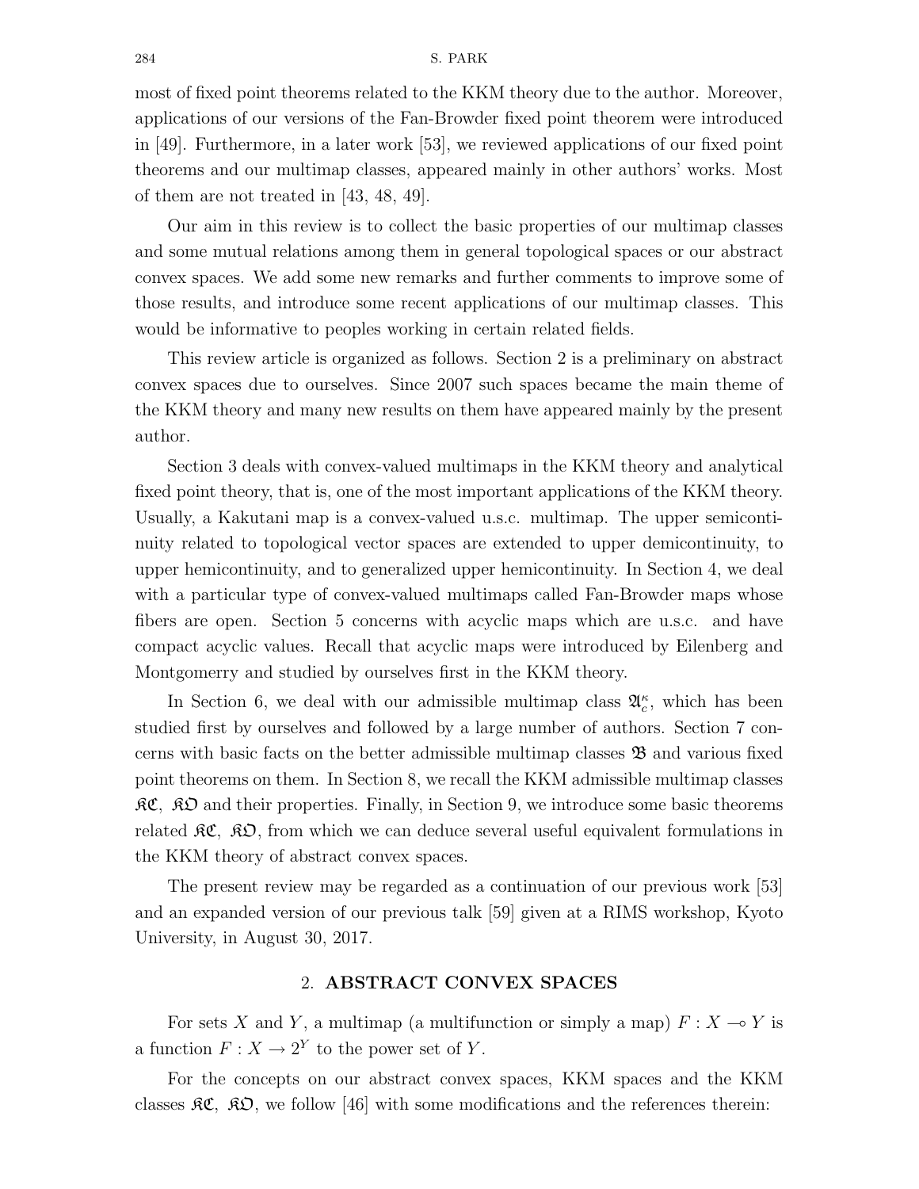most of fixed point theorems related to the KKM theory due to the author. Moreover, applications of our versions of the Fan-Browder fixed point theorem were introduced in [49]. Furthermore, in a later work [53], we reviewed applications of our fixed point theorems and our multimap classes, appeared mainly in other authors' works. Most of them are not treated in [43, 48, 49].

Our aim in this review is to collect the basic properties of our multimap classes and some mutual relations among them in general topological spaces or our abstract convex spaces. We add some new remarks and further comments to improve some of those results, and introduce some recent applications of our multimap classes. This would be informative to peoples working in certain related fields.

This review article is organized as follows. Section 2 is a preliminary on abstract convex spaces due to ourselves. Since 2007 such spaces became the main theme of the KKM theory and many new results on them have appeared mainly by the present author.

Section 3 deals with convex-valued multimaps in the KKM theory and analytical fixed point theory, that is, one of the most important applications of the KKM theory. Usually, a Kakutani map is a convex-valued u.s.c. multimap. The upper semicontinuity related to topological vector spaces are extended to upper demicontinuity, to upper hemicontinuity, and to generalized upper hemicontinuity. In Section 4, we deal with a particular type of convex-valued multimaps called Fan-Browder maps whose fibers are open. Section 5 concerns with acyclic maps which are u.s.c. and have compact acyclic values. Recall that acyclic maps were introduced by Eilenberg and Montgomerry and studied by ourselves first in the KKM theory.

In Section 6, we deal with our admissible multimap class $\mathfrak{A}_c^\kappa$, which has been studied first by ourselves and followed by a large number of authors. Section 7 concerns with basic facts on the better admissible multimap classes $\mathfrak{B}$ and various fixed point theorems on them. In Section 8, we recall the KKM admissible multimap classes $\mathfrak{KC}$, $\mathfrak{KO}$ and their properties. Finally, in Section 9, we introduce some basic theorems related $\mathfrak{KC}$, $\mathfrak{KO}$, from which we can deduce several useful equivalent formulations in the KKM theory of abstract convex spaces.

The present review may be regarded as a continuation of our previous work [53] and an expanded version of our previous talk [59] given at a RIMS workshop, Kyoto University, in August 30, 2017.

## 2. ABSTRACT CONVEX SPACES

For sets $X$ and $Y$, a multimap (a multifunction or simply a map) $F : X \multimap Y$ is a function $F : X \to 2^Y$ to the power set of $Y$.

For the concepts on our abstract convex spaces, KKM spaces and the KKM classes $\mathfrak{KC}$, $\mathfrak{KO}$, we follow [46] with some modifications and the references therein: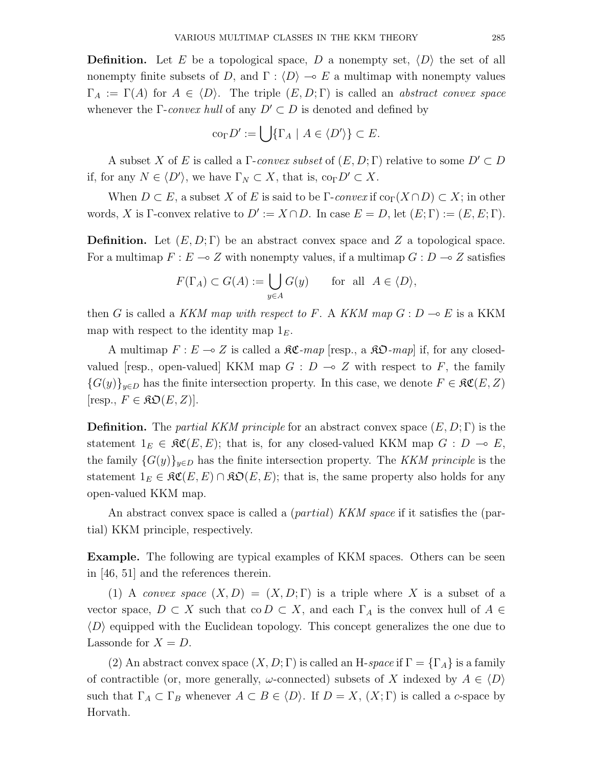**Definition.** Let $E$ be a topological space, $D$ a nonempty set, $\langle D \rangle$ the set of all nonempty finite subsets of $D$, and $\Gamma : \langle D \rangle \multimap E$ a multimap with nonempty values $\Gamma_A := \Gamma(A)$ for $A \in \langle D \rangle$. The triple $(E, D; \Gamma)$ is called an *abstract convex space* whenever the $\Gamma$-*convex hull* of any $D' \subset D$ is denoted and defined by

$$\mathrm{co}_\Gamma D' := \bigcup \{\Gamma_A \mid A \in \langle D' \rangle\} \subset E.$$

A subset $X$ of $E$ is called a $\Gamma$-*convex subset* of $(E, D; \Gamma)$ relative to some $D' \subset D$ if, for any $N \in \langle D' \rangle$, we have $\Gamma_N \subset X$, that is, $\mathrm{co}_\Gamma D' \subset X$.

When $D \subset E$, a subset $X$ of $E$ is said to be $\Gamma$-*convex* if $\mathrm{co}_\Gamma(X \cap D) \subset X$; in other words, $X$ is $\Gamma$-convex relative to $D' := X \cap D$. In case $E = D$, let $(E; \Gamma) := (E, E; \Gamma)$.

**Definition.** Let $(E, D; \Gamma)$ be an abstract convex space and $Z$ a topological space. For a multimap $F : E \multimap Z$ with nonempty values, if a multimap $G : D \multimap Z$ satisfies

$$F(\Gamma_A) \subset G(A) := \bigcup_{y \in A} G(y) \qquad \text{for all} \quad A \in \langle D \rangle,$$

then $G$ is called a *KKM map with respect to* $F$. A *KKM map* $G : D \multimap E$ is a KKM map with respect to the identity map $1_E$.

A multimap $F : E \multimap Z$ is called a $\mathfrak{KC}$-*map* [resp., a $\mathfrak{KO}$-*map*] if, for any closed-valued [resp., open-valued] KKM map $G : D \multimap Z$ with respect to $F$, the family $\{G(y)\}_{y \in D}$ has the finite intersection property. In this case, we denote $F \in \mathfrak{KC}(E, Z)$ [resp., $F \in \mathfrak{KO}(E, Z)$].

**Definition.** The *partial KKM principle* for an abstract convex space $(E, D; \Gamma)$ is the statement $1_E \in \mathfrak{KC}(E, E)$; that is, for any closed-valued KKM map $G : D \multimap E$, the family $\{G(y)\}_{y \in D}$ has the finite intersection property. The *KKM principle* is the statement $1_E \in \mathfrak{KC}(E, E) \cap \mathfrak{KO}(E, E)$; that is, the same property also holds for any open-valued KKM map.

An abstract convex space is called a (*partial*) *KKM space* if it satisfies the (partial) KKM principle, respectively.

**Example.** The following are typical examples of KKM spaces. Others can be seen in [46, 51] and the references therein.

(1) A *convex space* $(X, D) = (X, D; \Gamma)$ is a triple where $X$ is a subset of a vector space, $D \subset X$ such that $\mathrm{co}\, D \subset X$, and each $\Gamma_A$ is the convex hull of $A \in \langle D \rangle$ equipped with the Euclidean topology. This concept generalizes the one due to Lassonde for $X = D$.

(2) An abstract convex space $(X, D; \Gamma)$ is called an H-*space* if $\Gamma = \{\Gamma_A\}$ is a family of contractible (or, more generally, $\omega$-connected) subsets of $X$ indexed by $A \in \langle D \rangle$ such that $\Gamma_A \subset \Gamma_B$ whenever $A \subset B \in \langle D \rangle$. If $D = X$, $(X; \Gamma)$ is called a *c*-space by Horvath.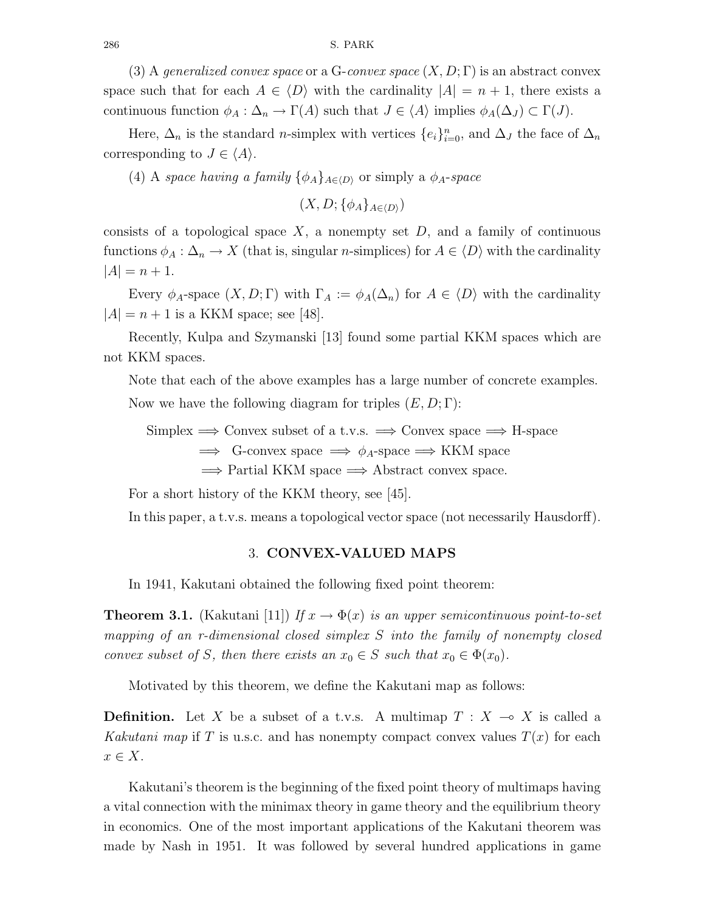(3) A *generalized convex space* or a G-*convex space* $(X, D; \Gamma)$ is an abstract convex space such that for each $A \in \langle D \rangle$ with the cardinality $|A| = n + 1$, there exists a continuous function $\phi_A : \Delta_n \to \Gamma(A)$ such that $J \in \langle A \rangle$ implies $\phi_A(\Delta_J) \subset \Gamma(J)$.

Here, $\Delta_n$ is the standard $n$-simplex with vertices $\{e_i\}_{i=0}^n$, and $\Delta_J$ the face of $\Delta_n$ corresponding to $J \in \langle A \rangle$.

(4) A *space having a family* $\{\phi_A\}_{A \in \langle D \rangle}$ or simply a $\phi_A$-*space*

$$(X, D; \{\phi_A\}_{A \in \langle D \rangle})$$

consists of a topological space $X$, a nonempty set $D$, and a family of continuous functions $\phi_A : \Delta_n \to X$ (that is, singular $n$-simplices) for $A \in \langle D \rangle$ with the cardinality $|A| = n + 1$.

Every $\phi_A$-space $(X, D; \Gamma)$ with $\Gamma_A := \phi_A(\Delta_n)$ for $A \in \langle D \rangle$ with the cardinality $|A| = n + 1$ is a KKM space; see [48].

Recently, Kulpa and Szymanski [13] found some partial KKM spaces which are not KKM spaces.

Note that each of the above examples has a large number of concrete examples.

Now we have the following diagram for triples $(E, D; \Gamma)$:

Simplex $\Longrightarrow$ Convex subset of a t.v.s. $\Longrightarrow$ Convex space $\Longrightarrow$ H-space
$\Longrightarrow$ G-convex space $\Longrightarrow$ $\phi_A$-space $\Longrightarrow$ KKM space
$\Longrightarrow$ Partial KKM space $\Longrightarrow$ Abstract convex space.

For a short history of the KKM theory, see [45].

In this paper, a t.v.s. means a topological vector space (not necessarily Hausdorff).

## 3. CONVEX-VALUED MAPS

In 1941, Kakutani obtained the following fixed point theorem:

**Theorem 3.1.** (Kakutani [11]) *If $x \to \Phi(x)$ is an upper semicontinuous point-to-set mapping of an $r$-dimensional closed simplex $S$ into the family of nonempty closed convex subset of $S$, then there exists an $x_0 \in S$ such that $x_0 \in \Phi(x_0)$.*

Motivated by this theorem, we define the Kakutani map as follows:

**Definition.** Let $X$ be a subset of a t.v.s. A multimap $T : X \multimap X$ is called a *Kakutani map* if $T$ is u.s.c. and has nonempty compact convex values $T(x)$ for each $x \in X$.

Kakutani's theorem is the beginning of the fixed point theory of multimaps having a vital connection with the minimax theory in game theory and the equilibrium theory in economics. One of the most important applications of the Kakutani theorem was made by Nash in 1951. It was followed by several hundred applications in game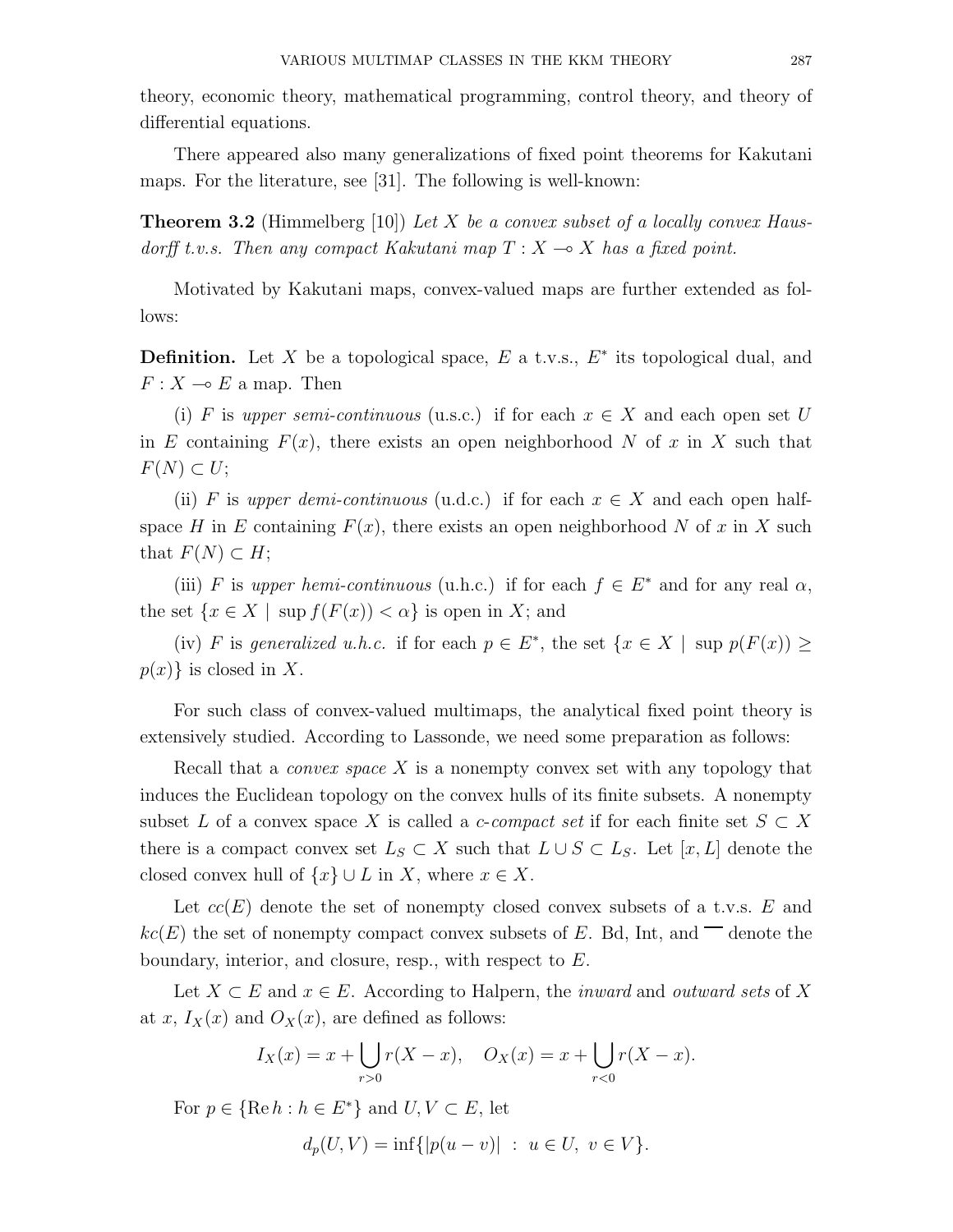theory, economic theory, mathematical programming, control theory, and theory of differential equations.

There appeared also many generalizations of fixed point theorems for Kakutani maps. For the literature, see [31]. The following is well-known:

**Theorem 3.2** (Himmelberg [10]) *Let $X$ be a convex subset of a locally convex Hausdorff t.v.s. Then any compact Kakutani map $T : X \multimap X$ has a fixed point.*

Motivated by Kakutani maps, convex-valued maps are further extended as follows:

**Definition.** Let $X$ be a topological space, $E$ a t.v.s., $E^*$ its topological dual, and $F : X \multimap E$ a map. Then

(i) $F$ is *upper semi-continuous* (u.s.c.) if for each $x \in X$ and each open set $U$ in $E$ containing $F(x)$, there exists an open neighborhood $N$ of $x$ in $X$ such that $F(N) \subset U$;

(ii) $F$ is *upper demi-continuous* (u.d.c.) if for each $x \in X$ and each open half-space $H$ in $E$ containing $F(x)$, there exists an open neighborhood $N$ of $x$ in $X$ such that $F(N) \subset H$;

(iii) $F$ is *upper hemi-continuous* (u.h.c.) if for each $f \in E^*$ and for any real $\alpha$, the set $\{x \in X \mid \sup f(F(x)) < \alpha\}$ is open in $X$; and

(iv) $F$ is *generalized u.h.c.* if for each $p \in E^*$, the set $\{x \in X \mid \sup p(F(x)) \geq p(x)\}$ is closed in $X$.

For such class of convex-valued multimaps, the analytical fixed point theory is extensively studied. According to Lassonde, we need some preparation as follows:

Recall that a *convex space* $X$ is a nonempty convex set with any topology that induces the Euclidean topology on the convex hulls of its finite subsets. A nonempty subset $L$ of a convex space $X$ is called a *c-compact set* if for each finite set $S \subset X$ there is a compact convex set $L_S \subset X$ such that $L \cup S \subset L_S$. Let $[x, L]$ denote the closed convex hull of $\{x\} \cup L$ in $X$, where $x \in X$.

Let $cc(E)$ denote the set of nonempty closed convex subsets of a t.v.s. $E$ and $kc(E)$ the set of nonempty compact convex subsets of $E$. Bd, Int, and $\overline{\phantom{x}}$ denote the boundary, interior, and closure, resp., with respect to $E$.

Let $X \subset E$ and $x \in E$. According to Halpern, the *inward* and *outward sets* of $X$ at $x$, $I_X(x)$ and $O_X(x)$, are defined as follows:

$$I_X(x) = x + \bigcup_{r>0} r(X - x), \quad O_X(x) = x + \bigcup_{r<0} r(X - x).$$

For $p \in \{\operatorname{Re} h : h \in E^*\}$ and $U, V \subset E$, let

$$d_p(U, V) = \inf\{|p(u - v)| \ : \ u \in U, \ v \in V\}.$$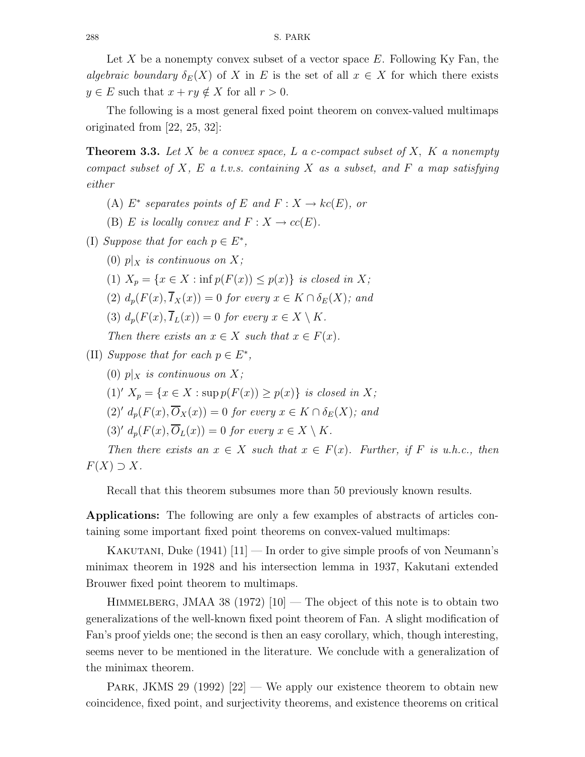Let $X$ be a nonempty convex subset of a vector space $E$. Following Ky Fan, the *algebraic boundary* $\delta_E(X)$ of $X$ in $E$ is the set of all $x \in X$ for which there exists $y \in E$ such that $x + ry \notin X$ for all $r > 0$.

The following is a most general fixed point theorem on convex-valued multimaps originated from [22, 25, 32]:

**Theorem 3.3.** *Let $X$ be a convex space, $L$ a c-compact subset of $X$, $K$ a nonempty compact subset of $X$, $E$ a t.v.s. containing $X$ as a subset, and $F$ a map satisfying either*

(A) *$E^*$ separates points of $E$ and $F : X \to kc(E)$, or*

(B) *$E$ is locally convex and $F : X \to cc(E)$.*

(I) *Suppose that for each $p \in E^*$,*

(0) *$p|_X$ is continuous on $X$;*

(1) *$X_p = \{x \in X : \inf p(F(x)) \leq p(x)\}$ is closed in $X$;*

(2) *$d_p(F(x), \overline{I}_X(x)) = 0$ for every $x \in K \cap \delta_E(X)$; and*

(3) *$d_p(F(x), \overline{I}_L(x)) = 0$ for every $x \in X \setminus K$.*

*Then there exists an $x \in X$ such that $x \in F(x)$.*

(II) *Suppose that for each $p \in E^*$,*

(0) *$p|_X$ is continuous on $X$;*

(1)′ *$X_p = \{x \in X : \sup p(F(x)) \geq p(x)\}$ is closed in $X$;*

(2)′ *$d_p(F(x), \overline{O}_X(x)) = 0$ for every $x \in K \cap \delta_E(X)$; and*

(3)′ *$d_p(F(x), \overline{O}_L(x)) = 0$ for every $x \in X \setminus K$.*

*Then there exists an $x \in X$ such that $x \in F(x)$. Further, if $F$ is u.h.c., then $F(X) \supset X$.*

Recall that this theorem subsumes more than 50 previously known results.

**Applications:** The following are only a few examples of abstracts of articles containing some important fixed point theorems on convex-valued multimaps:

Kakutani, Duke (1941) [11] — In order to give simple proofs of von Neumann's minimax theorem in 1928 and his intersection lemma in 1937, Kakutani extended Brouwer fixed point theorem to multimaps.

Himmelberg, JMAA 38 (1972) [10] — The object of this note is to obtain two generalizations of the well-known fixed point theorem of Fan. A slight modification of Fan's proof yields one; the second is then an easy corollary, which, though interesting, seems never to be mentioned in the literature. We conclude with a generalization of the minimax theorem.

Park, JKMS 29 (1992) [22] — We apply our existence theorem to obtain new coincidence, fixed point, and surjectivity theorems, and existence theorems on critical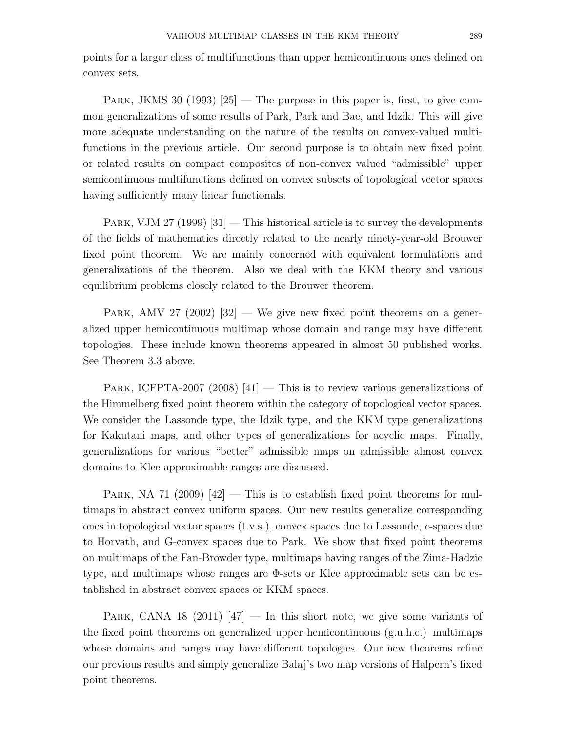points for a larger class of multifunctions than upper hemicontinuous ones defined on convex sets.

Park, JKMS 30 (1993) [25] — The purpose in this paper is, first, to give common generalizations of some results of Park, Park and Bae, and Idzik. This will give more adequate understanding on the nature of the results on convex-valued multifunctions in the previous article. Our second purpose is to obtain new fixed point or related results on compact composites of non-convex valued "admissible" upper semicontinuous multifunctions defined on convex subsets of topological vector spaces having sufficiently many linear functionals.

Park, VJM 27 (1999) [31] — This historical article is to survey the developments of the fields of mathematics directly related to the nearly ninety-year-old Brouwer fixed point theorem. We are mainly concerned with equivalent formulations and generalizations of the theorem. Also we deal with the KKM theory and various equilibrium problems closely related to the Brouwer theorem.

Park, AMV 27 (2002) [32] — We give new fixed point theorems on a generalized upper hemicontinuous multimap whose domain and range may have different topologies. These include known theorems appeared in almost 50 published works. See Theorem 3.3 above.

Park, ICFPTA-2007 (2008) [41] — This is to review various generalizations of the Himmelberg fixed point theorem within the category of topological vector spaces. We consider the Lassonde type, the Idzik type, and the KKM type generalizations for Kakutani maps, and other types of generalizations for acyclic maps. Finally, generalizations for various "better" admissible maps on admissible almost convex domains to Klee approximable ranges are discussed.

Park, NA 71 (2009) [42] — This is to establish fixed point theorems for multimaps in abstract convex uniform spaces. Our new results generalize corresponding ones in topological vector spaces (t.v.s.), convex spaces due to Lassonde, *c*-spaces due to Horvath, and G-convex spaces due to Park. We show that fixed point theorems on multimaps of the Fan-Browder type, multimaps having ranges of the Zima-Hadzic type, and multimaps whose ranges are $\Phi$-sets or Klee approximable sets can be established in abstract convex spaces or KKM spaces.

Park, CANA 18 (2011) [47] — In this short note, we give some variants of the fixed point theorems on generalized upper hemicontinuous (g.u.h.c.) multimaps whose domains and ranges may have different topologies. Our new theorems refine our previous results and simply generalize Balaj's two map versions of Halpern's fixed point theorems.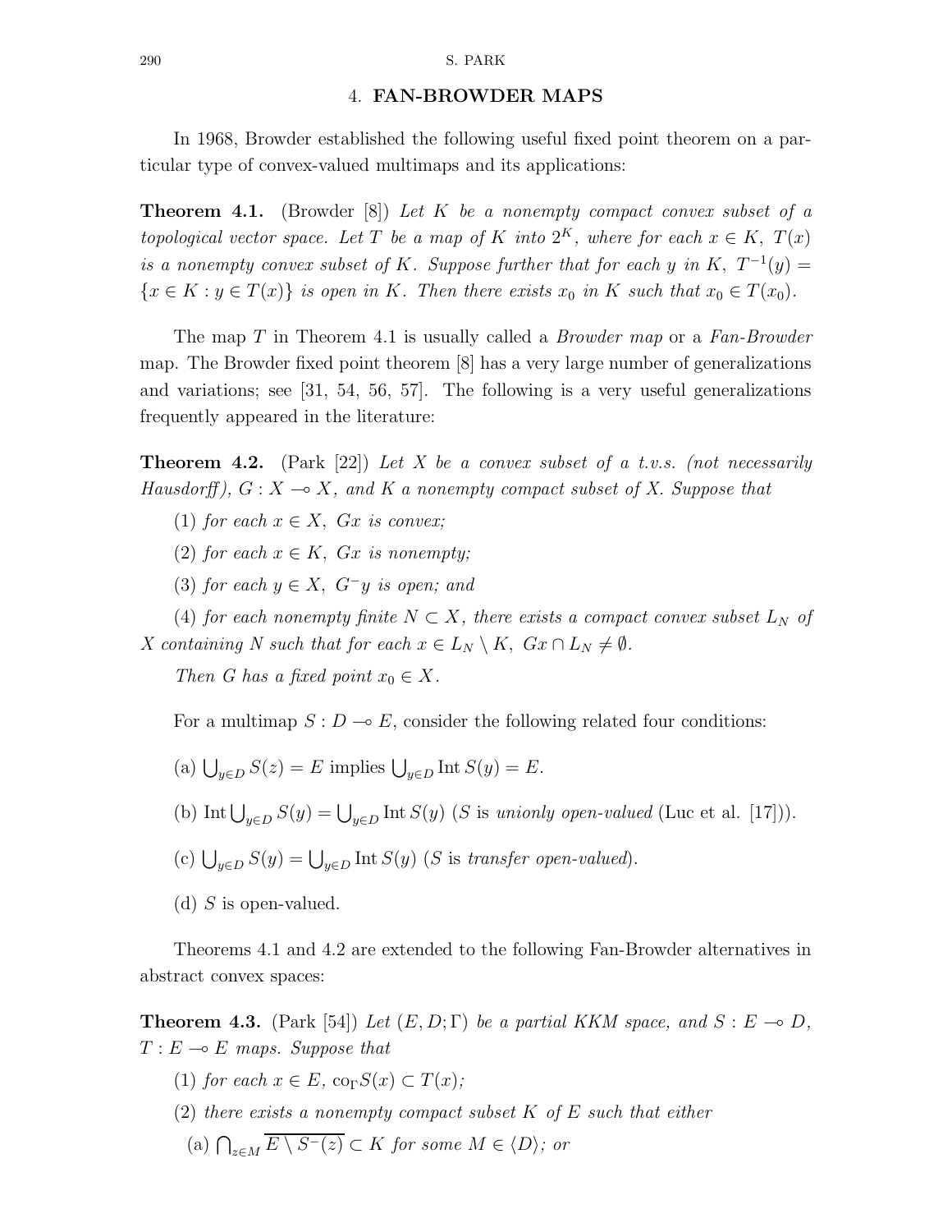## 4. FAN-BROWDER MAPS

In 1968, Browder established the following useful fixed point theorem on a particular type of convex-valued multimaps and its applications:

**Theorem 4.1.** (Browder [8]) *Let $K$ be a nonempty compact convex subset of a topological vector space. Let $T$ be a map of $K$ into $2^K$, where for each $x \in K$, $T(x)$ is a nonempty convex subset of $K$. Suppose further that for each $y$ in $K$, $T^{-1}(y) = \{x \in K : y \in T(x)\}$ is open in $K$. Then there exists $x_0$ in $K$ such that $x_0 \in T(x_0)$.*

The map $T$ in Theorem 4.1 is usually called a *Browder map* or a *Fan-Browder* map. The Browder fixed point theorem [8] has a very large number of generalizations and variations; see [31, 54, 56, 57]. The following is a very useful generalizations frequently appeared in the literature:

**Theorem 4.2.** (Park [22]) *Let $X$ be a convex subset of a t.v.s. (not necessarily Hausdorff), $G : X \multimap X$, and $K$ a nonempty compact subset of $X$. Suppose that*

(1) *for each $x \in X$, $Gx$ is convex;*

(2) *for each $x \in K$, $Gx$ is nonempty;*

(3) *for each $y \in X$, $G^{-}y$ is open; and*

(4) *for each nonempty finite $N \subset X$, there exists a compact convex subset $L_N$ of $X$ containing $N$ such that for each $x \in L_N \setminus K$, $Gx \cap L_N \neq \emptyset$.*

*Then $G$ has a fixed point $x_0 \in X$.*

For a multimap $S : D \multimap E$, consider the following related four conditions:

(a) $\bigcup_{y \in D} S(z) = E$ implies $\bigcup_{y \in D} \operatorname{Int} S(y) = E$.

(b) $\operatorname{Int} \bigcup_{y \in D} S(y) = \bigcup_{y \in D} \operatorname{Int} S(y)$ ($S$ is *unionly open-valued* (Luc et al. [17])).

(c) $\bigcup_{y \in D} S(y) = \bigcup_{y \in D} \operatorname{Int} S(y)$ ($S$ is *transfer open-valued*).

(d) $S$ is open-valued.

Theorems 4.1 and 4.2 are extended to the following Fan-Browder alternatives in abstract convex spaces:

**Theorem 4.3.** (Park [54]) *Let $(E, D; \Gamma)$ be a partial KKM space, and $S : E \multimap D$, $T : E \multimap E$ maps. Suppose that*

(1) *for each $x \in E$, $\operatorname{co}_\Gamma S(x) \subset T(x)$;*

(2) *there exists a nonempty compact subset $K$ of $E$ such that either*

(a) $\bigcap_{z \in M} \overline{E \setminus S^{-}(z)} \subset K$ *for some $M \in \langle D \rangle$; or*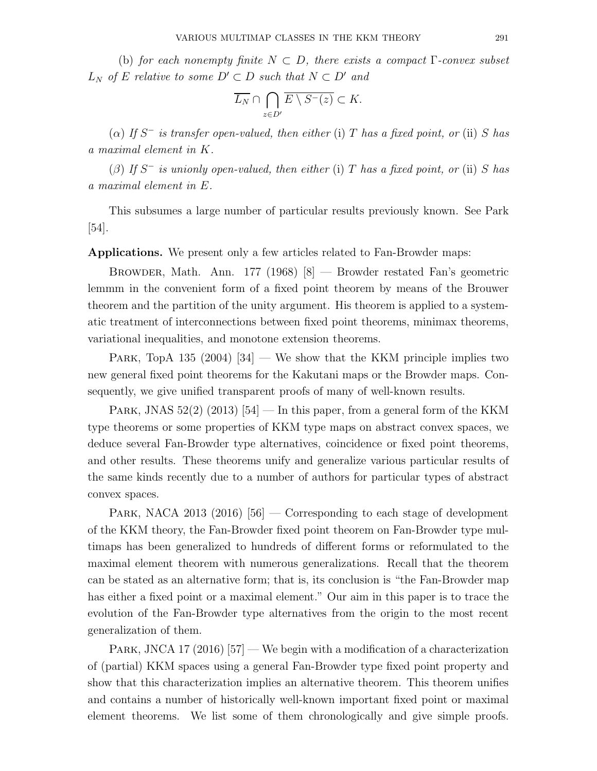(b) *for each nonempty finite $N \subset D$, there exists a compact $\Gamma$-convex subset $L_N$ of $E$ relative to some $D' \subset D$ such that $N \subset D'$ and*

$$\overline{L_N} \cap \bigcap_{z \in D'} \overline{E \setminus S^-(z)} \subset K.$$

($\alpha$) *If $S^-$ is transfer open-valued, then either* (i) *$T$ has a fixed point, or* (ii) *$S$ has a maximal element in $K$.*

($\beta$) *If $S^-$ is unionly open-valued, then either* (i) *$T$ has a fixed point, or* (ii) *$S$ has a maximal element in $E$.*

This subsumes a large number of particular results previously known. See Park [54].

**Applications.** We present only a few articles related to Fan-Browder maps:

Browder, Math. Ann. 177 (1968) [8] — Browder restated Fan's geometric lemmm in the convenient form of a fixed point theorem by means of the Brouwer theorem and the partition of the unity argument. His theorem is applied to a systematic treatment of interconnections between fixed point theorems, minimax theorems, variational inequalities, and monotone extension theorems.

Park, TopA 135 (2004) [34] — We show that the KKM principle implies two new general fixed point theorems for the Kakutani maps or the Browder maps. Consequently, we give unified transparent proofs of many of well-known results.

Park, JNAS 52(2) (2013) [54] — In this paper, from a general form of the KKM type theorems or some properties of KKM type maps on abstract convex spaces, we deduce several Fan-Browder type alternatives, coincidence or fixed point theorems, and other results. These theorems unify and generalize various particular results of the same kinds recently due to a number of authors for particular types of abstract convex spaces.

Park, NACA 2013 (2016) [56] — Corresponding to each stage of development of the KKM theory, the Fan-Browder fixed point theorem on Fan-Browder type multimaps has been generalized to hundreds of different forms or reformulated to the maximal element theorem with numerous generalizations. Recall that the theorem can be stated as an alternative form; that is, its conclusion is "the Fan-Browder map has either a fixed point or a maximal element." Our aim in this paper is to trace the evolution of the Fan-Browder type alternatives from the origin to the most recent generalization of them.

Park, JNCA 17 (2016) [57] — We begin with a modification of a characterization of (partial) KKM spaces using a general Fan-Browder type fixed point property and show that this characterization implies an alternative theorem. This theorem unifies and contains a number of historically well-known important fixed point or maximal element theorems. We list some of them chronologically and give simple proofs.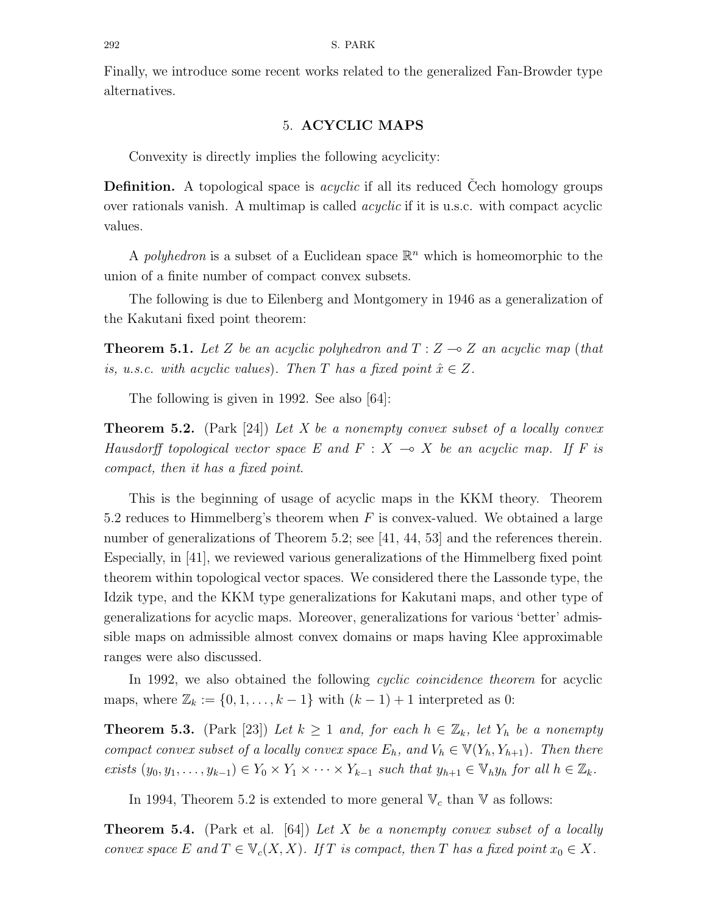Finally, we introduce some recent works related to the generalized Fan-Browder type alternatives.

## 5. ACYCLIC MAPS

Convexity is directly implies the following acyclicity:

**Definition.** A topological space is *acyclic* if all its reduced Čech homology groups over rationals vanish. A multimap is called *acyclic* if it is u.s.c. with compact acyclic values.

A *polyhedron* is a subset of a Euclidean space $\mathbb{R}^n$ which is homeomorphic to the union of a finite number of compact convex subsets.

The following is due to Eilenberg and Montgomery in 1946 as a generalization of the Kakutani fixed point theorem:

**Theorem 5.1.** *Let $Z$ be an acyclic polyhedron and $T : Z \multimap Z$ an acyclic map (that is, u.s.c. with acyclic values). Then $T$ has a fixed point $\hat{x} \in Z$.*

The following is given in 1992. See also [64]:

**Theorem 5.2.** (Park [24]) *Let $X$ be a nonempty convex subset of a locally convex Hausdorff topological vector space $E$ and $F : X \multimap X$ be an acyclic map. If $F$ is compact, then it has a fixed point.*

This is the beginning of usage of acyclic maps in the KKM theory. Theorem 5.2 reduces to Himmelberg's theorem when $F$ is convex-valued. We obtained a large number of generalizations of Theorem 5.2; see [41, 44, 53] and the references therein. Especially, in [41], we reviewed various generalizations of the Himmelberg fixed point theorem within topological vector spaces. We considered there the Lassonde type, the Idzik type, and the KKM type generalizations for Kakutani maps, and other type of generalizations for acyclic maps. Moreover, generalizations for various 'better' admissible maps on admissible almost convex domains or maps having Klee approximable ranges were also discussed.

In 1992, we also obtained the following *cyclic coincidence theorem* for acyclic maps, where $\mathbb{Z}_k := \{0, 1, \ldots, k-1\}$ with $(k-1)+1$ interpreted as 0:

**Theorem 5.3.** (Park [23]) *Let $k \geq 1$ and, for each $h \in \mathbb{Z}_k$, let $Y_h$ be a nonempty compact convex subset of a locally convex space $E_h$, and $V_h \in \mathbb{V}(Y_h, Y_{h+1})$. Then there exists $(y_0, y_1, \ldots, y_{k-1}) \in Y_0 \times Y_1 \times \cdots \times Y_{k-1}$ such that $y_{h+1} \in \mathbb{V}_h y_h$ for all $h \in \mathbb{Z}_k$.*

In 1994, Theorem 5.2 is extended to more general $\mathbb{V}_c$ than $\mathbb{V}$ as follows:

**Theorem 5.4.** (Park et al. [64]) *Let $X$ be a nonempty convex subset of a locally convex space $E$ and $T \in \mathbb{V}_c(X, X)$. If $T$ is compact, then $T$ has a fixed point $x_0 \in X$.*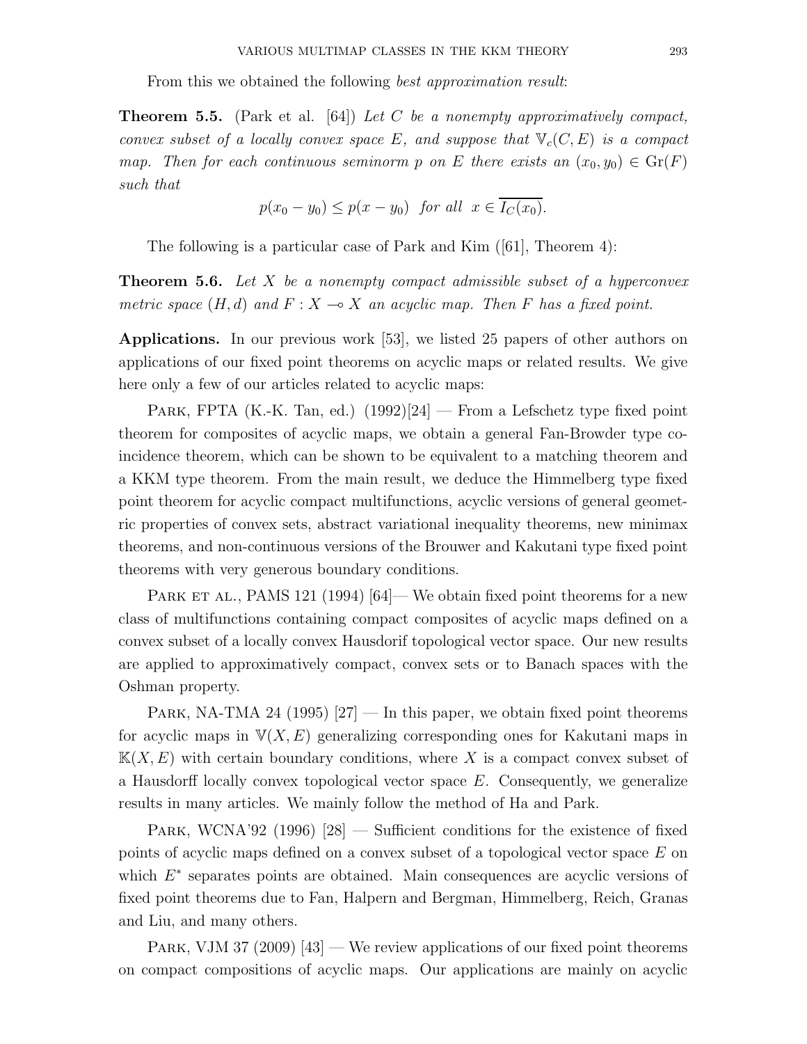From this we obtained the following *best approximation result*:

**Theorem 5.5.** (Park et al. [64]) *Let $C$ be a nonempty approximatively compact, convex subset of a locally convex space $E$, and suppose that $\mathbb{V}_c(C,E)$ is a compact map. Then for each continuous seminorm $p$ on $E$ there exists an $(x_0, y_0) \in \mathrm{Gr}(F)$ such that*

$$p(x_0 - y_0) \leq p(x - y_0) \quad \text{for all} \quad x \in \overline{I_C(x_0)}.$$

The following is a particular case of Park and Kim ([61], Theorem 4):

**Theorem 5.6.** *Let $X$ be a nonempty compact admissible subset of a hyperconvex metric space $(H,d)$ and $F : X \multimap X$ an acyclic map. Then $F$ has a fixed point.*

**Applications.** In our previous work [53], we listed 25 papers of other authors on applications of our fixed point theorems on acyclic maps or related results. We give here only a few of our articles related to acyclic maps:

Park, FPTA (K.-K. Tan, ed.) (1992)[24] — From a Lefschetz type fixed point theorem for composites of acyclic maps, we obtain a general Fan-Browder type coincidence theorem, which can be shown to be equivalent to a matching theorem and a KKM type theorem. From the main result, we deduce the Himmelberg type fixed point theorem for acyclic compact multifunctions, acyclic versions of general geometric properties of convex sets, abstract variational inequality theorems, new minimax theorems, and non-continuous versions of the Brouwer and Kakutani type fixed point theorems with very generous boundary conditions.

Park et al., PAMS 121 (1994) [64]— We obtain fixed point theorems for a new class of multifunctions containing compact composites of acyclic maps defined on a convex subset of a locally convex Hausdorif topological vector space. Our new results are applied to approximatively compact, convex sets or to Banach spaces with the Oshman property.

Park, NA-TMA 24 (1995) [27] — In this paper, we obtain fixed point theorems for acyclic maps in $\mathbb{V}(X,E)$ generalizing corresponding ones for Kakutani maps in $\mathbb{K}(X,E)$ with certain boundary conditions, where $X$ is a compact convex subset of a Hausdorff locally convex topological vector space $E$. Consequently, we generalize results in many articles. We mainly follow the method of Ha and Park.

Park, WCNA'92 (1996) [28] — Sufficient conditions for the existence of fixed points of acyclic maps defined on a convex subset of a topological vector space $E$ on which $E^*$ separates points are obtained. Main consequences are acyclic versions of fixed point theorems due to Fan, Halpern and Bergman, Himmelberg, Reich, Granas and Liu, and many others.

Park, VJM 37 (2009) [43] — We review applications of our fixed point theorems on compact compositions of acyclic maps. Our applications are mainly on acyclic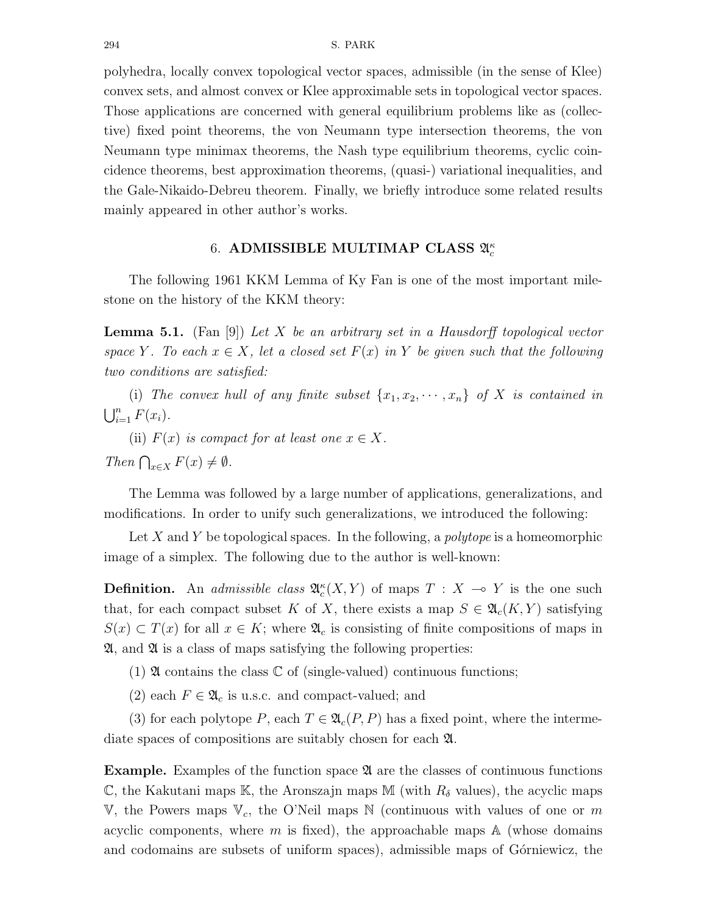polyhedra, locally convex topological vector spaces, admissible (in the sense of Klee) convex sets, and almost convex or Klee approximable sets in topological vector spaces. Those applications are concerned with general equilibrium problems like as (collective) fixed point theorems, the von Neumann type intersection theorems, the von Neumann type minimax theorems, the Nash type equilibrium theorems, cyclic coincidence theorems, best approximation theorems, (quasi-) variational inequalities, and the Gale-Nikaido-Debreu theorem. Finally, we briefly introduce some related results mainly appeared in other author's works.

## 6. ADMISSIBLE MULTIMAP CLASS $\mathfrak{A}_c^\kappa$

The following 1961 KKM Lemma of Ky Fan is one of the most important milestone on the history of the KKM theory:

**Lemma 5.1.** (Fan [9]) *Let $X$ be an arbitrary set in a Hausdorff topological vector space $Y$. To each $x \in X$, let a closed set $F(x)$ in $Y$ be given such that the following two conditions are satisfied:*

(i) *The convex hull of any finite subset $\{x_1, x_2, \cdots, x_n\}$ of $X$ is contained in $\bigcup_{i=1}^n F(x_i)$.*

(ii) *$F(x)$ is compact for at least one $x \in X$.*

*Then $\bigcap_{x \in X} F(x) \neq \emptyset$.*

The Lemma was followed by a large number of applications, generalizations, and modifications. In order to unify such generalizations, we introduced the following:

Let $X$ and $Y$ be topological spaces. In the following, a *polytope* is a homeomorphic image of a simplex. The following due to the author is well-known:

**Definition.** An *admissible class* $\mathfrak{A}_c^\kappa(X, Y)$ of maps $T : X \multimap Y$ is the one such that, for each compact subset $K$ of $X$, there exists a map $S \in \mathfrak{A}_c(K, Y)$ satisfying $S(x) \subset T(x)$ for all $x \in K$; where $\mathfrak{A}_c$ is consisting of finite compositions of maps in $\mathfrak{A}$, and $\mathfrak{A}$ is a class of maps satisfying the following properties:

(1) $\mathfrak{A}$ contains the class $\mathbb{C}$ of (single-valued) continuous functions;

(2) each $F \in \mathfrak{A}_c$ is u.s.c. and compact-valued; and

(3) for each polytope $P$, each $T \in \mathfrak{A}_c(P, P)$ has a fixed point, where the intermediate spaces of compositions are suitably chosen for each $\mathfrak{A}$.

**Example.** Examples of the function space $\mathfrak{A}$ are the classes of continuous functions $\mathbb{C}$, the Kakutani maps $\mathbb{K}$, the Aronszajn maps $\mathbb{M}$ (with $R_\delta$ values), the acyclic maps $\mathbb{V}$, the Powers maps $\mathbb{V}_c$, the O'Neil maps $\mathbb{N}$ (continuous with values of one or $m$ acyclic components, where $m$ is fixed), the approachable maps $\mathbb{A}$ (whose domains and codomains are subsets of uniform spaces), admissible maps of Górniewicz, the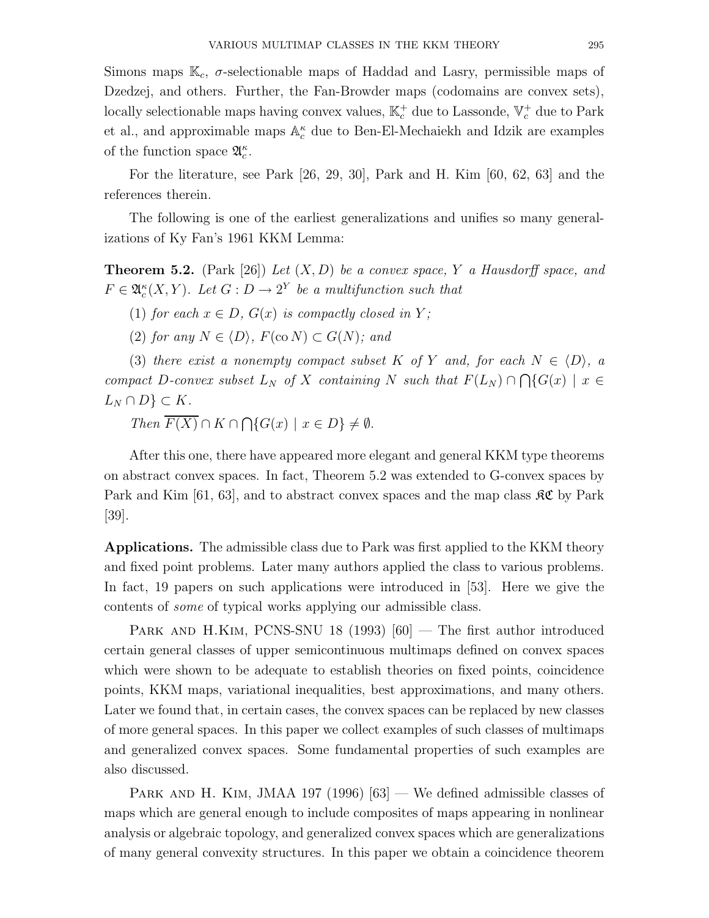Simons maps $\mathbb{K}_c$, $\sigma$-selectionable maps of Haddad and Lasry, permissible maps of Dzedzej, and others. Further, the Fan-Browder maps (codomains are convex sets), locally selectionable maps having convex values, $\mathbb{K}_c^+$ due to Lassonde, $\mathbb{V}_c^+$ due to Park et al., and approximable maps $\mathbb{A}_c^\kappa$ due to Ben-El-Mechaiekh and Idzik are examples of the function space $\mathfrak{A}_c^\kappa$.

For the literature, see Park [26, 29, 30], Park and H. Kim [60, 62, 63] and the references therein.

The following is one of the earliest generalizations and unifies so many generalizations of Ky Fan's 1961 KKM Lemma:

**Theorem 5.2.** (Park [26]) *Let $(X, D)$ be a convex space, $Y$ a Hausdorff space, and $F \in \mathfrak{A}_c^\kappa(X, Y)$. Let $G : D \to 2^Y$ be a multifunction such that*

(1) *for each $x \in D$, $G(x)$ is compactly closed in $Y$;*

(2) *for any $N \in \langle D \rangle$, $F(\mathrm{co}\, N) \subset G(N)$; and*

(3) *there exist a nonempty compact subset $K$ of $Y$ and, for each $N \in \langle D \rangle$, a compact $D$-convex subset $L_N$ of $X$ containing $N$ such that $F(L_N) \cap \bigcap\{G(x) \mid x \in L_N \cap D\} \subset K$.*

*Then $\overline{F(X)} \cap K \cap \bigcap\{G(x) \mid x \in D\} \neq \emptyset$.*

After this one, there have appeared more elegant and general KKM type theorems on abstract convex spaces. In fact, Theorem 5.2 was extended to G-convex spaces by Park and Kim [61, 63], and to abstract convex spaces and the map class $\mathfrak{KC}$ by Park [39].

**Applications.** The admissible class due to Park was first applied to the KKM theory and fixed point problems. Later many authors applied the class to various problems. In fact, 19 papers on such applications were introduced in [53]. Here we give the contents of *some* of typical works applying our admissible class.

Park and H.Kim, PCNS-SNU 18 (1993) [60] — The first author introduced certain general classes of upper semicontinuous multimaps defined on convex spaces which were shown to be adequate to establish theories on fixed points, coincidence points, KKM maps, variational inequalities, best approximations, and many others. Later we found that, in certain cases, the convex spaces can be replaced by new classes of more general spaces. In this paper we collect examples of such classes of multimaps and generalized convex spaces. Some fundamental properties of such examples are also discussed.

Park and H. Kim, JMAA 197 (1996) [63] — We defined admissible classes of maps which are general enough to include composites of maps appearing in nonlinear analysis or algebraic topology, and generalized convex spaces which are generalizations of many general convexity structures. In this paper we obtain a coincidence theorem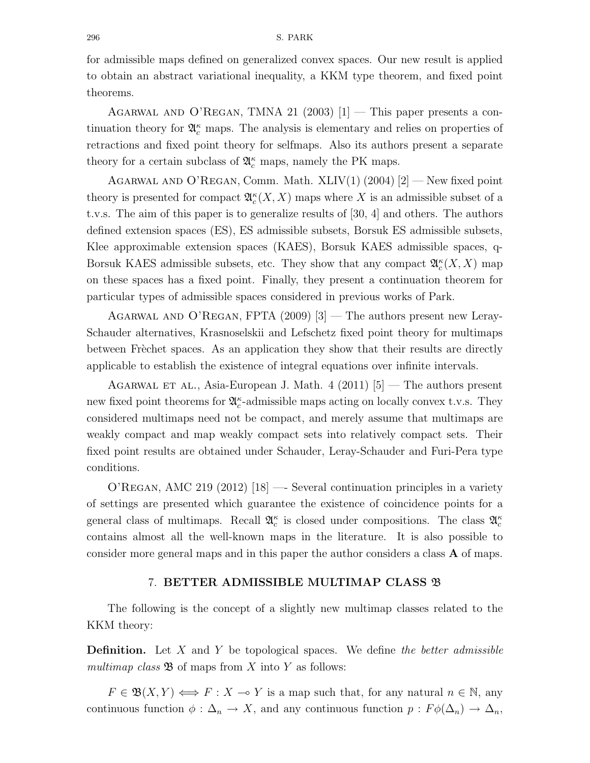for admissible maps defined on generalized convex spaces. Our new result is applied to obtain an abstract variational inequality, a KKM type theorem, and fixed point theorems.

Agarwal and O'Regan, TMNA 21 (2003) [1] — This paper presents a continuation theory for $\mathfrak{A}_c^\kappa$ maps. The analysis is elementary and relies on properties of retractions and fixed point theory for selfmaps. Also its authors present a separate theory for a certain subclass of $\mathfrak{A}_c^\kappa$ maps, namely the PK maps.

Agarwal and O'Regan, Comm. Math. XLIV(1) (2004) [2] — New fixed point theory is presented for compact $\mathfrak{A}_c^\kappa(X, X)$ maps where $X$ is an admissible subset of a t.v.s. The aim of this paper is to generalize results of [30, 4] and others. The authors defined extension spaces (ES), ES admissible subsets, Borsuk ES admissible subsets, Klee approximable extension spaces (KAES), Borsuk KAES admissible spaces, q-Borsuk KAES admissible subsets, etc. They show that any compact $\mathfrak{A}_c^\kappa(X, X)$ map on these spaces has a fixed point. Finally, they present a continuation theorem for particular types of admissible spaces considered in previous works of Park.

Agarwal and O'Regan, FPTA (2009) [3] — The authors present new Leray-Schauder alternatives, Krasnoselskii and Lefschetz fixed point theory for multimaps between Frèchet spaces. As an application they show that their results are directly applicable to establish the existence of integral equations over infinite intervals.

Agarwal et al., Asia-European J. Math. 4 (2011) [5] — The authors present new fixed point theorems for $\mathfrak{A}_c^\kappa$-admissible maps acting on locally convex t.v.s. They considered multimaps need not be compact, and merely assume that multimaps are weakly compact and map weakly compact sets into relatively compact sets. Their fixed point results are obtained under Schauder, Leray-Schauder and Furi-Pera type conditions.

O'Regan, AMC 219 (2012) [18] —- Several continuation principles in a variety of settings are presented which guarantee the existence of coincidence points for a general class of multimaps. Recall $\mathfrak{A}_c^\kappa$ is closed under compositions. The class $\mathfrak{A}_c^\kappa$ contains almost all the well-known maps in the literature. It is also possible to consider more general maps and in this paper the author considers a class **A** of maps.

## 7. BETTER ADMISSIBLE MULTIMAP CLASS $\mathfrak{B}$

The following is the concept of a slightly new multimap classes related to the KKM theory:

**Definition.** Let $X$ and $Y$ be topological spaces. We define *the better admissible multimap class* $\mathfrak{B}$ of maps from $X$ into $Y$ as follows:

$F \in \mathfrak{B}(X, Y) \Longleftrightarrow F : X \multimap Y$ is a map such that, for any natural $n \in \mathbb{N}$, any continuous function $\phi : \Delta_n \to X$, and any continuous function $p : F\phi(\Delta_n) \to \Delta_n$,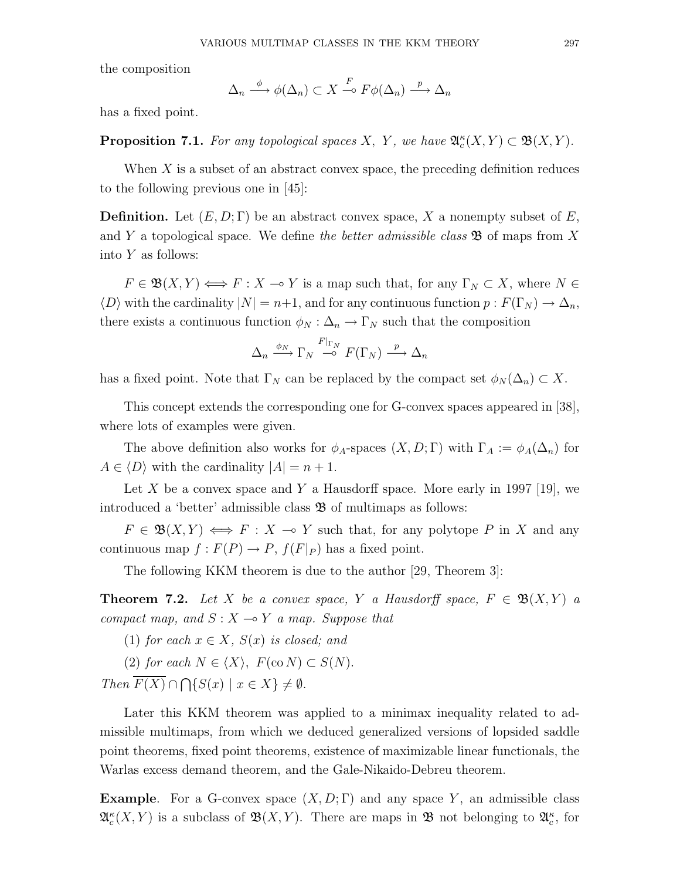the composition

$$\Delta_n \xrightarrow{\phi} \phi(\Delta_n) \subset X \overset{F}{\multimap} F\phi(\Delta_n) \xrightarrow{p} \Delta_n$$

has a fixed point.

**Proposition 7.1.** *For any topological spaces $X$, $Y$, we have $\mathfrak{A}_c^\kappa(X,Y) \subset \mathfrak{B}(X,Y)$.*

When $X$ is a subset of an abstract convex space, the preceding definition reduces to the following previous one in [45]:

**Definition.** Let $(E, D; \Gamma)$ be an abstract convex space, $X$ a nonempty subset of $E$, and $Y$ a topological space. We define *the better admissible class* $\mathfrak{B}$ of maps from $X$ into $Y$ as follows:

$F \in \mathfrak{B}(X,Y) \iff F : X \multimap Y$ is a map such that, for any $\Gamma_N \subset X$, where $N \in \langle D \rangle$ with the cardinality $|N| = n+1$, and for any continuous function $p : F(\Gamma_N) \to \Delta_n$, there exists a continuous function $\phi_N : \Delta_n \to \Gamma_N$ such that the composition

$$\Delta_n \xrightarrow{\phi_N} \Gamma_N \overset{F|_{\Gamma_N}}{\multimap} F(\Gamma_N) \xrightarrow{p} \Delta_n$$

has a fixed point. Note that $\Gamma_N$ can be replaced by the compact set $\phi_N(\Delta_n) \subset X$.

This concept extends the corresponding one for G-convex spaces appeared in [38], where lots of examples were given.

The above definition also works for $\phi_A$-spaces $(X, D; \Gamma)$ with $\Gamma_A := \phi_A(\Delta_n)$ for $A \in \langle D \rangle$ with the cardinality $|A| = n+1$.

Let $X$ be a convex space and $Y$ a Hausdorff space. More early in 1997 [19], we introduced a 'better' admissible class $\mathfrak{B}$ of multimaps as follows:

$F \in \mathfrak{B}(X,Y) \iff F : X \multimap Y$ such that, for any polytope $P$ in $X$ and any continuous map $f : F(P) \to P$, $f(F|_P)$ has a fixed point.

The following KKM theorem is due to the author [29, Theorem 3]:

**Theorem 7.2.** *Let $X$ be a convex space, $Y$ a Hausdorff space, $F \in \mathfrak{B}(X,Y)$ a compact map, and $S : X \multimap Y$ a map. Suppose that*

(1) *for each $x \in X$, $S(x)$ is closed; and*

(2) *for each $N \in \langle X \rangle$, $F(\text{co}\, N) \subset S(N)$.*

*Then $\overline{F(X)} \cap \bigcap\{S(x) \mid x \in X\} \neq \emptyset$.*

Later this KKM theorem was applied to a minimax inequality related to admissible multimaps, from which we deduced generalized versions of lopsided saddle point theorems, fixed point theorems, existence of maximizable linear functionals, the Warlas excess demand theorem, and the Gale-Nikaido-Debreu theorem.

**Example**. For a G-convex space $(X, D; \Gamma)$ and any space $Y$, an admissible class $\mathfrak{A}_c^\kappa(X,Y)$ is a subclass of $\mathfrak{B}(X,Y)$. There are maps in $\mathfrak{B}$ not belonging to $\mathfrak{A}_c^\kappa$, for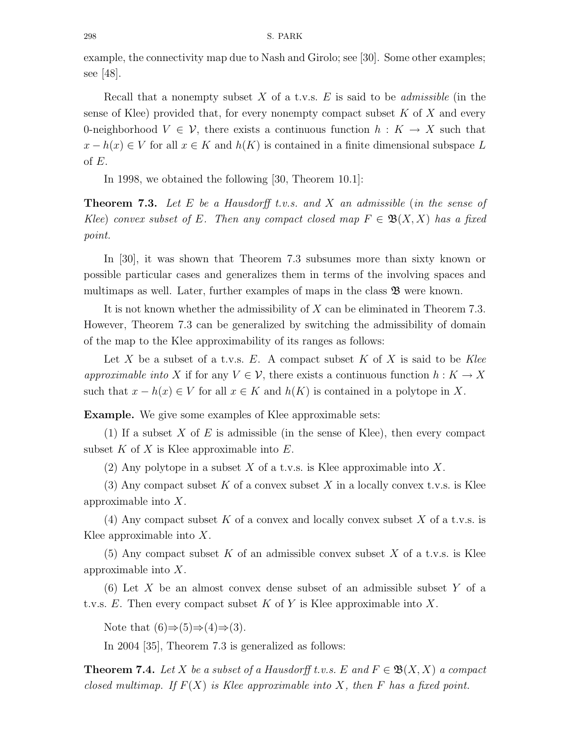example, the connectivity map due to Nash and Girolo; see [30]. Some other examples; see [48].

Recall that a nonempty subset $X$ of a t.v.s. $E$ is said to be *admissible* (in the sense of Klee) provided that, for every nonempty compact subset $K$ of $X$ and every 0-neighborhood $V \in \mathcal{V}$, there exists a continuous function $h : K \to X$ such that $x - h(x) \in V$ for all $x \in K$ and $h(K)$ is contained in a finite dimensional subspace $L$ of $E$.

In 1998, we obtained the following [30, Theorem 10.1]:

**Theorem 7.3.** *Let $E$ be a Hausdorff t.v.s. and $X$ an admissible* (*in the sense of Klee*) *convex subset of $E$. Then any compact closed map $F \in \mathfrak{B}(X, X)$ has a fixed point.*

In [30], it was shown that Theorem 7.3 subsumes more than sixty known or possible particular cases and generalizes them in terms of the involving spaces and multimaps as well. Later, further examples of maps in the class $\mathfrak{B}$ were known.

It is not known whether the admissibility of $X$ can be eliminated in Theorem 7.3. However, Theorem 7.3 can be generalized by switching the admissibility of domain of the map to the Klee approximability of its ranges as follows:

Let $X$ be a subset of a t.v.s. $E$. A compact subset $K$ of $X$ is said to be *Klee approximable into* $X$ if for any $V \in \mathcal{V}$, there exists a continuous function $h : K \to X$ such that $x - h(x) \in V$ for all $x \in K$ and $h(K)$ is contained in a polytope in $X$.

**Example.** We give some examples of Klee approximable sets:

(1) If a subset $X$ of $E$ is admissible (in the sense of Klee), then every compact subset $K$ of $X$ is Klee approximable into $E$.

(2) Any polytope in a subset $X$ of a t.v.s. is Klee approximable into $X$.

(3) Any compact subset $K$ of a convex subset $X$ in a locally convex t.v.s. is Klee approximable into $X$.

(4) Any compact subset $K$ of a convex and locally convex subset $X$ of a t.v.s. is Klee approximable into $X$.

(5) Any compact subset $K$ of an admissible convex subset $X$ of a t.v.s. is Klee approximable into $X$.

(6) Let $X$ be an almost convex dense subset of an admissible subset $Y$ of a t.v.s. $E$. Then every compact subset $K$ of $Y$ is Klee approximable into $X$.

Note that (6)$\Rightarrow$(5)$\Rightarrow$(4)$\Rightarrow$(3).

In 2004 [35], Theorem 7.3 is generalized as follows:

**Theorem 7.4.** *Let $X$ be a subset of a Hausdorff t.v.s. $E$ and $F \in \mathfrak{B}(X, X)$ a compact closed multimap. If $F(X)$ is Klee approximable into $X$, then $F$ has a fixed point.*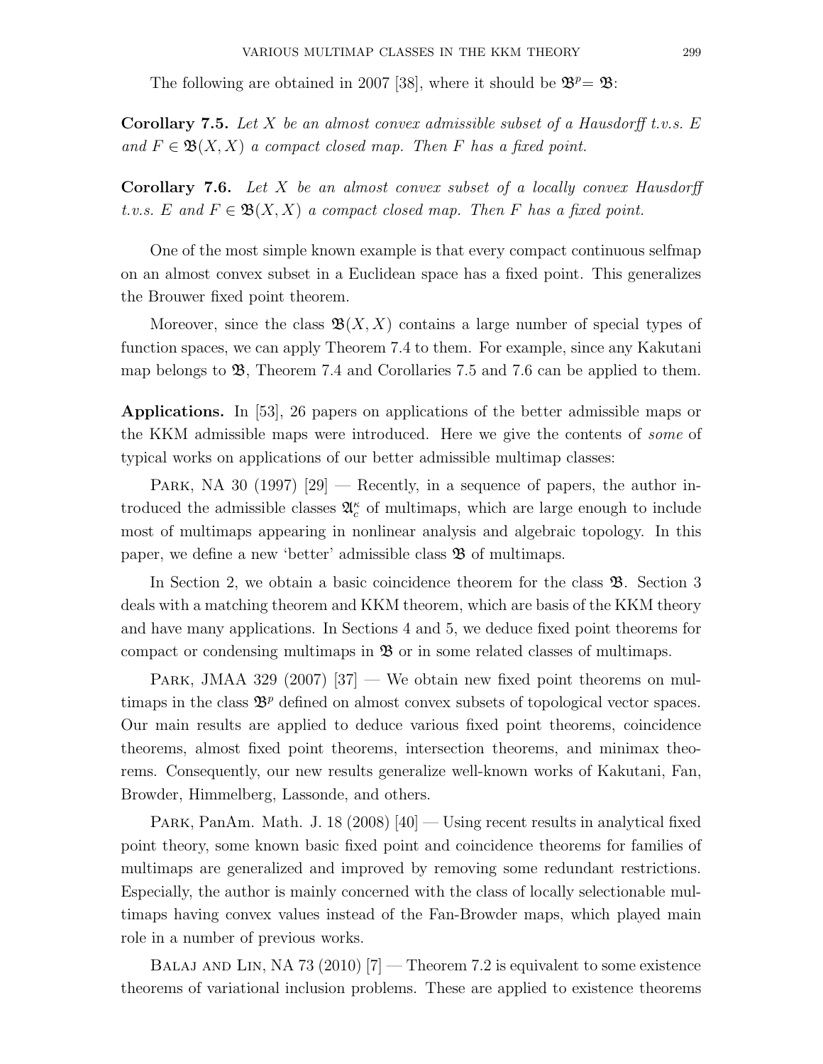The following are obtained in 2007 [38], where it should be $\mathfrak{B}^p = \mathfrak{B}$:

**Corollary 7.5.** *Let $X$ be an almost convex admissible subset of a Hausdorff t.v.s. $E$ and $F \in \mathfrak{B}(X, X)$ a compact closed map. Then $F$ has a fixed point.*

**Corollary 7.6.** *Let $X$ be an almost convex subset of a locally convex Hausdorff t.v.s. $E$ and $F \in \mathfrak{B}(X, X)$ a compact closed map. Then $F$ has a fixed point.*

One of the most simple known example is that every compact continuous selfmap on an almost convex subset in a Euclidean space has a fixed point. This generalizes the Brouwer fixed point theorem.

Moreover, since the class $\mathfrak{B}(X, X)$ contains a large number of special types of function spaces, we can apply Theorem 7.4 to them. For example, since any Kakutani map belongs to $\mathfrak{B}$, Theorem 7.4 and Corollaries 7.5 and 7.6 can be applied to them.

**Applications.** In [53], 26 papers on applications of the better admissible maps or the KKM admissible maps were introduced. Here we give the contents of *some* of typical works on applications of our better admissible multimap classes:

Park, NA 30 (1997) [29] — Recently, in a sequence of papers, the author introduced the admissible classes $\mathfrak{A}_c^\kappa$ of multimaps, which are large enough to include most of multimaps appearing in nonlinear analysis and algebraic topology. In this paper, we define a new 'better' admissible class $\mathfrak{B}$ of multimaps.

In Section 2, we obtain a basic coincidence theorem for the class $\mathfrak{B}$. Section 3 deals with a matching theorem and KKM theorem, which are basis of the KKM theory and have many applications. In Sections 4 and 5, we deduce fixed point theorems for compact or condensing multimaps in $\mathfrak{B}$ or in some related classes of multimaps.

Park, JMAA 329 (2007) [37] — We obtain new fixed point theorems on multimaps in the class $\mathfrak{B}^p$ defined on almost convex subsets of topological vector spaces. Our main results are applied to deduce various fixed point theorems, coincidence theorems, almost fixed point theorems, intersection theorems, and minimax theorems. Consequently, our new results generalize well-known works of Kakutani, Fan, Browder, Himmelberg, Lassonde, and others.

Park, PanAm. Math. J. 18 (2008) [40] — Using recent results in analytical fixed point theory, some known basic fixed point and coincidence theorems for families of multimaps are generalized and improved by removing some redundant restrictions. Especially, the author is mainly concerned with the class of locally selectionable multimaps having convex values instead of the Fan-Browder maps, which played main role in a number of previous works.

Balaj and Lin, NA 73 (2010) [7] — Theorem 7.2 is equivalent to some existence theorems of variational inclusion problems. These are applied to existence theorems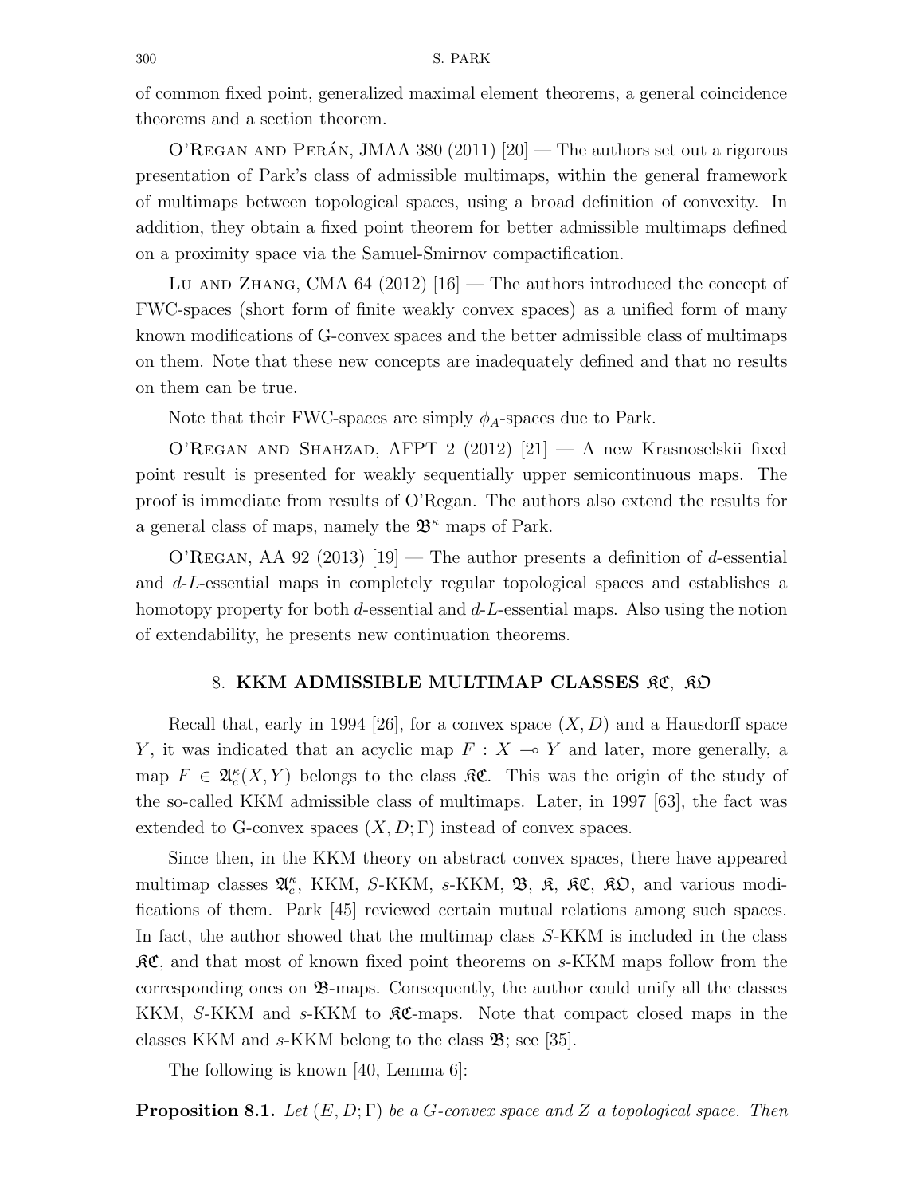of common fixed point, generalized maximal element theorems, a general coincidence theorems and a section theorem.

O'Regan and Perán, JMAA 380 (2011) [20] — The authors set out a rigorous presentation of Park's class of admissible multimaps, within the general framework of multimaps between topological spaces, using a broad definition of convexity. In addition, they obtain a fixed point theorem for better admissible multimaps defined on a proximity space via the Samuel-Smirnov compactification.

Lu and Zhang, CMA 64 (2012) [16] — The authors introduced the concept of FWC-spaces (short form of finite weakly convex spaces) as a unified form of many known modifications of G-convex spaces and the better admissible class of multimaps on them. Note that these new concepts are inadequately defined and that no results on them can be true.

Note that their FWC-spaces are simply $\phi_A$-spaces due to Park.

O'Regan and Shahzad, AFPT 2 (2012) [21] — A new Krasnoselskii fixed point result is presented for weakly sequentially upper semicontinuous maps. The proof is immediate from results of O'Regan. The authors also extend the results for a general class of maps, namely the $\mathfrak{B}^\kappa$ maps of Park.

O'Regan, AA 92 (2013) [19] — The author presents a definition of $d$-essential and $d$-$L$-essential maps in completely regular topological spaces and establishes a homotopy property for both $d$-essential and $d$-$L$-essential maps. Also using the notion of extendability, he presents new continuation theorems.

## 8. KKM ADMISSIBLE MULTIMAP CLASSES $\mathfrak{KC}$, $\mathfrak{KO}$

Recall that, early in 1994 [26], for a convex space $(X, D)$ and a Hausdorff space $Y$, it was indicated that an acyclic map $F : X \multimap Y$ and later, more generally, a map $F \in \mathfrak{A}_c^\kappa(X, Y)$ belongs to the class $\mathfrak{KC}$. This was the origin of the study of the so-called KKM admissible class of multimaps. Later, in 1997 [63], the fact was extended to G-convex spaces $(X, D; \Gamma)$ instead of convex spaces.

Since then, in the KKM theory on abstract convex spaces, there have appeared multimap classes $\mathfrak{A}_c^\kappa$, KKM, $S$-KKM, $s$-KKM, $\mathfrak{B}$, $\mathfrak{K}$, $\mathfrak{KC}$, $\mathfrak{KO}$, and various modifications of them. Park [45] reviewed certain mutual relations among such spaces. In fact, the author showed that the multimap class $S$-KKM is included in the class $\mathfrak{KC}$, and that most of known fixed point theorems on $s$-KKM maps follow from the corresponding ones on $\mathfrak{B}$-maps. Consequently, the author could unify all the classes KKM, $S$-KKM and $s$-KKM to $\mathfrak{KC}$-maps. Note that compact closed maps in the classes KKM and $s$-KKM belong to the class $\mathfrak{B}$; see [35].

The following is known [40, Lemma 6]:

**Proposition 8.1.** *Let $(E, D; \Gamma)$ be a G-convex space and $Z$ a topological space. Then*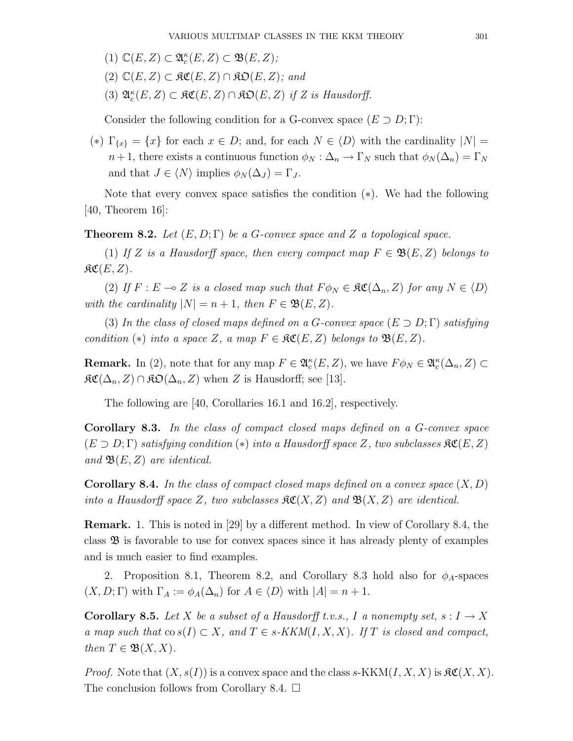(1) $\mathbb{C}(E,Z) \subset \mathfrak{A}_c^\kappa(E,Z) \subset \mathfrak{B}(E,Z)$;

(2) $\mathbb{C}(E,Z) \subset \mathfrak{KC}(E,Z) \cap \mathfrak{KO}(E,Z)$; and

(3) $\mathfrak{A}_c^\kappa(E,Z) \subset \mathfrak{KC}(E,Z) \cap \mathfrak{KO}(E,Z)$ if $Z$ is Hausdorff.

Consider the following condition for a G-convex space $(E \supset D;\Gamma)$:

$(*)$ $\Gamma_{\{x\}} = \{x\}$ for each $x \in D$; and, for each $N \in \langle D \rangle$ with the cardinality $|N| = n+1$, there exists a continuous function $\phi_N : \Delta_n \to \Gamma_N$ such that $\phi_N(\Delta_n) = \Gamma_N$ and that $J \in \langle N \rangle$ implies $\phi_N(\Delta_J) = \Gamma_J$.

Note that every convex space satisfies the condition $(*)$. We had the following [40, Theorem 16]:

**Theorem 8.2.** *Let $(E, D;\Gamma)$ be a G-convex space and $Z$ a topological space.*

*(1) If $Z$ is a Hausdorff space, then every compact map $F \in \mathfrak{B}(E,Z)$ belongs to $\mathfrak{KC}(E,Z)$.*

*(2) If $F : E \multimap Z$ is a closed map such that $F\phi_N \in \mathfrak{KC}(\Delta_n, Z)$ for any $N \in \langle D \rangle$ with the cardinality $|N| = n+1$, then $F \in \mathfrak{B}(E,Z)$.*

*(3) In the class of closed maps defined on a G-convex space $(E \supset D;\Gamma)$ satisfying condition $(*)$ into a space $Z$, a map $F \in \mathfrak{KC}(E,Z)$ belongs to $\mathfrak{B}(E,Z)$.*

**Remark.** In (2), note that for any map $F \in \mathfrak{A}_c^\kappa(E,Z)$, we have $F\phi_N \in \mathfrak{A}_c^\kappa(\Delta_n, Z) \subset \mathfrak{KC}(\Delta_n, Z) \cap \mathfrak{KO}(\Delta_n, Z)$ when $Z$ is Hausdorff; see [13].

The following are [40, Corollaries 16.1 and 16.2], respectively.

**Corollary 8.3.** *In the class of compact closed maps defined on a G-convex space $(E \supset D;\Gamma)$ satisfying condition $(*)$ into a Hausdorff space $Z$, two subclasses $\mathfrak{KC}(E,Z)$ and $\mathfrak{B}(E,Z)$ are identical.*

**Corollary 8.4.** *In the class of compact closed maps defined on a convex space $(X, D)$ into a Hausdorff space $Z$, two subclasses $\mathfrak{KC}(X,Z)$ and $\mathfrak{B}(X,Z)$ are identical.*

**Remark.** 1. This is noted in [29] by a different method. In view of Corollary 8.4, the class $\mathfrak{B}$ is favorable to use for convex spaces since it has already plenty of examples and is much easier to find examples.

2. Proposition 8.1, Theorem 8.2, and Corollary 8.3 hold also for $\phi_A$-spaces $(X, D;\Gamma)$ with $\Gamma_A := \phi_A(\Delta_n)$ for $A \in \langle D \rangle$ with $|A| = n+1$.

**Corollary 8.5.** *Let $X$ be a subset of a Hausdorff t.v.s., $I$ a nonempty set, $s : I \to X$ a map such that $\operatorname{co} s(I) \subset X$, and $T \in s$-KKM$(I, X, X)$. If $T$ is closed and compact, then $T \in \mathfrak{B}(X,X)$.*

*Proof.* Note that $(X, s(I))$ is a convex space and the class $s$-KKM$(I, X, X)$ is $\mathfrak{KC}(X,X)$. The conclusion follows from Corollary 8.4. □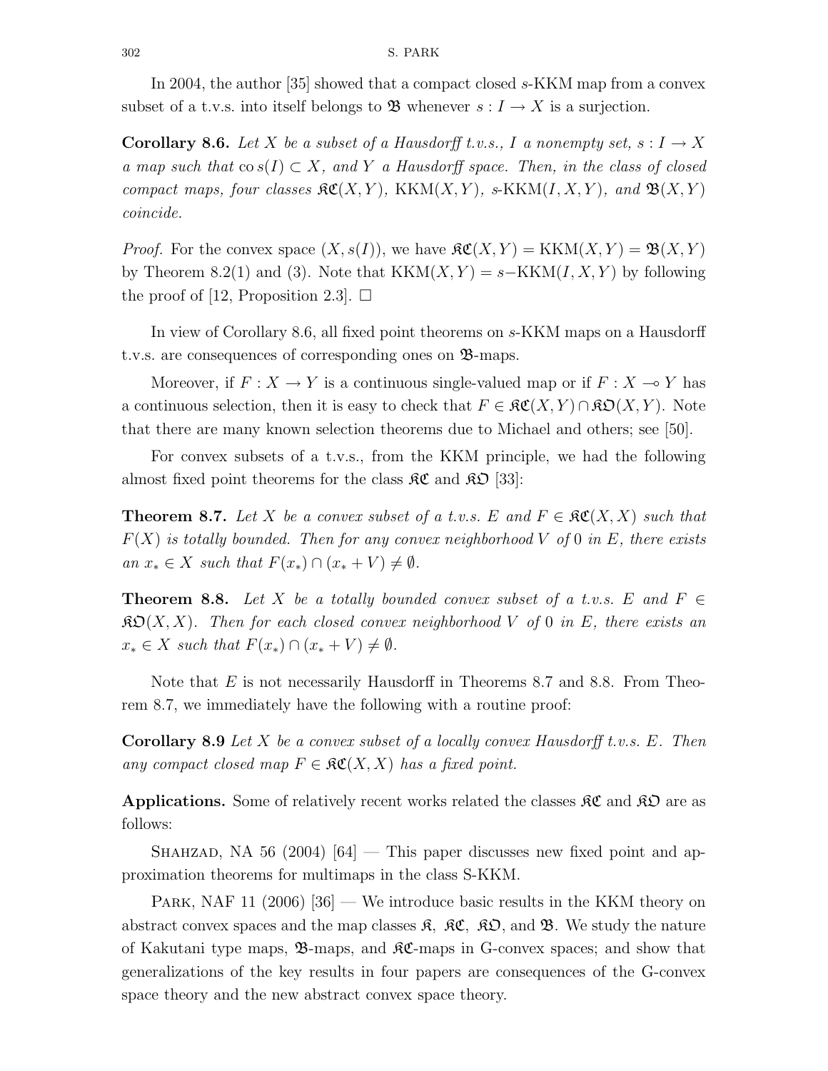In 2004, the author [35] showed that a compact closed $s$-KKM map from a convex subset of a t.v.s. into itself belongs to $\mathfrak{B}$ whenever $s : I \to X$ is a surjection.

**Corollary 8.6.** *Let $X$ be a subset of a Hausdorff t.v.s., $I$ a nonempty set, $s : I \to X$ a map such that $\operatorname{co} s(I) \subset X$, and $Y$ a Hausdorff space. Then, in the class of closed compact maps, four classes $\mathfrak{KC}(X, Y)$, $\mathrm{KKM}(X, Y)$, $s$-$\mathrm{KKM}(I, X, Y)$, and $\mathfrak{B}(X, Y)$ coincide.*

*Proof.* For the convex space $(X, s(I))$, we have $\mathfrak{KC}(X, Y) = \mathrm{KKM}(X, Y) = \mathfrak{B}(X, Y)$ by Theorem 8.2(1) and (3). Note that $\mathrm{KKM}(X, Y) = s{-}\mathrm{KKM}(I, X, Y)$ by following the proof of [12, Proposition 2.3]. □

In view of Corollary 8.6, all fixed point theorems on $s$-KKM maps on a Hausdorff t.v.s. are consequences of corresponding ones on $\mathfrak{B}$-maps.

Moreover, if $F : X \to Y$ is a continuous single-valued map or if $F : X \multimap Y$ has a continuous selection, then it is easy to check that $F \in \mathfrak{KC}(X, Y) \cap \mathfrak{KO}(X, Y)$. Note that there are many known selection theorems due to Michael and others; see [50].

For convex subsets of a t.v.s., from the KKM principle, we had the following almost fixed point theorems for the class $\mathfrak{KC}$ and $\mathfrak{KO}$ [33]:

**Theorem 8.7.** *Let $X$ be a convex subset of a t.v.s. $E$ and $F \in \mathfrak{KC}(X, X)$ such that $F(X)$ is totally bounded. Then for any convex neighborhood $V$ of $0$ in $E$, there exists an $x_* \in X$ such that $F(x_*) \cap (x_* + V) \neq \emptyset$.*

**Theorem 8.8.** *Let $X$ be a totally bounded convex subset of a t.v.s. $E$ and $F \in \mathfrak{KO}(X, X)$. Then for each closed convex neighborhood $V$ of $0$ in $E$, there exists an $x_* \in X$ such that $F(x_*) \cap (x_* + V) \neq \emptyset$.*

Note that $E$ is not necessarily Hausdorff in Theorems 8.7 and 8.8. From Theorem 8.7, we immediately have the following with a routine proof:

**Corollary 8.9** *Let $X$ be a convex subset of a locally convex Hausdorff t.v.s. $E$. Then any compact closed map $F \in \mathfrak{KC}(X, X)$ has a fixed point.*

**Applications.** Some of relatively recent works related the classes $\mathfrak{KC}$ and $\mathfrak{KO}$ are as follows:

Shahzad, NA 56 (2004) [64] — This paper discusses new fixed point and approximation theorems for multimaps in the class S-KKM.

Park, NAF 11 (2006) [36] — We introduce basic results in the KKM theory on abstract convex spaces and the map classes $\mathfrak{K}$, $\mathfrak{KC}$, $\mathfrak{KO}$, and $\mathfrak{B}$. We study the nature of Kakutani type maps, $\mathfrak{B}$-maps, and $\mathfrak{KC}$-maps in G-convex spaces; and show that generalizations of the key results in four papers are consequences of the G-convex space theory and the new abstract convex space theory.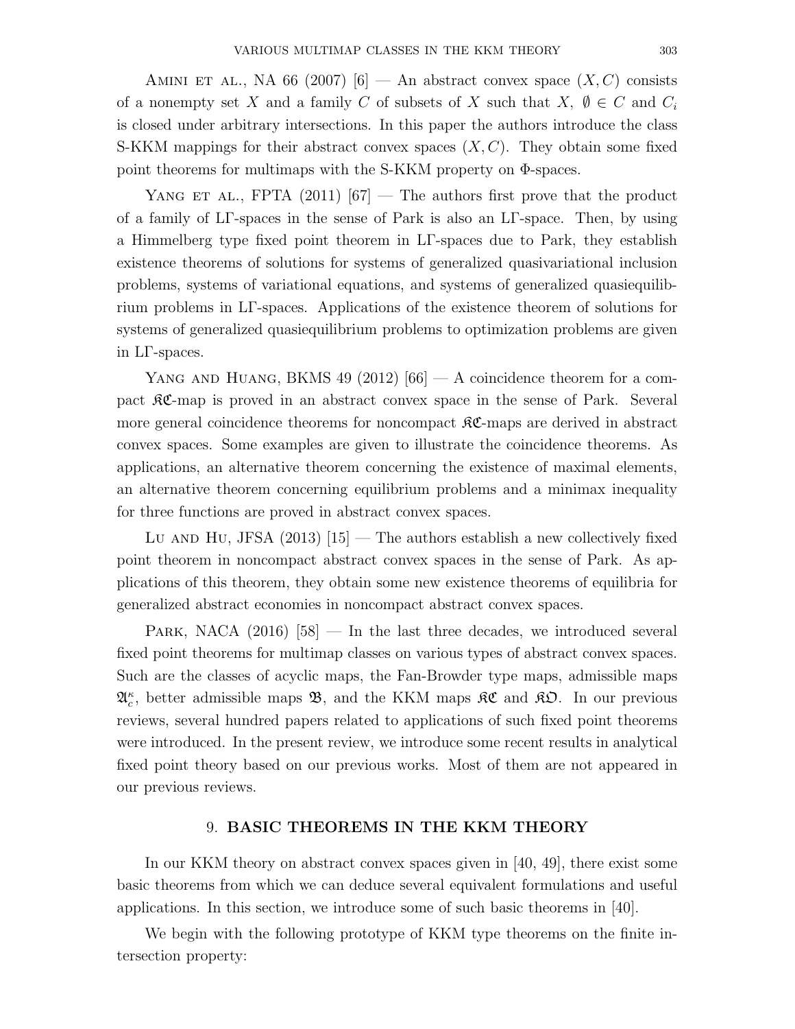AMINI ET AL., NA 66 (2007) [6] — An abstract convex space $(X, C)$ consists of a nonempty set $X$ and a family $C$ of subsets of $X$ such that $X, \emptyset \in C$ and $C_i$ is closed under arbitrary intersections. In this paper the authors introduce the class S-KKM mappings for their abstract convex spaces $(X, C)$. They obtain some fixed point theorems for multimaps with the S-KKM property on $\Phi$-spaces.

YANG ET AL., FPTA (2011) [67] — The authors first prove that the product of a family of L$\Gamma$-spaces in the sense of Park is also an L$\Gamma$-space. Then, by using a Himmelberg type fixed point theorem in L$\Gamma$-spaces due to Park, they establish existence theorems of solutions for systems of generalized quasivariational inclusion problems, systems of variational equations, and systems of generalized quasiequilibrium problems in L$\Gamma$-spaces. Applications of the existence theorem of solutions for systems of generalized quasiequilibrium problems to optimization problems are given in L$\Gamma$-spaces.

YANG AND HUANG, BKMS 49 (2012) [66] — A coincidence theorem for a compact $\mathfrak{KC}$-map is proved in an abstract convex space in the sense of Park. Several more general coincidence theorems for noncompact $\mathfrak{KC}$-maps are derived in abstract convex spaces. Some examples are given to illustrate the coincidence theorems. As applications, an alternative theorem concerning the existence of maximal elements, an alternative theorem concerning equilibrium problems and a minimax inequality for three functions are proved in abstract convex spaces.

LU AND HU, JFSA (2013) [15] — The authors establish a new collectively fixed point theorem in noncompact abstract convex spaces in the sense of Park. As applications of this theorem, they obtain some new existence theorems of equilibria for generalized abstract economies in noncompact abstract convex spaces.

PARK, NACA (2016) [58] — In the last three decades, we introduced several fixed point theorems for multimap classes on various types of abstract convex spaces. Such are the classes of acyclic maps, the Fan-Browder type maps, admissible maps $\mathfrak{A}_c^\kappa$, better admissible maps $\mathfrak{B}$, and the KKM maps $\mathfrak{KC}$ and $\mathfrak{KO}$. In our previous reviews, several hundred papers related to applications of such fixed point theorems were introduced. In the present review, we introduce some recent results in analytical fixed point theory based on our previous works. Most of them are not appeared in our previous reviews.

## 9. **BASIC THEOREMS IN THE KKM THEORY**

In our KKM theory on abstract convex spaces given in [40, 49], there exist some basic theorems from which we can deduce several equivalent formulations and useful applications. In this section, we introduce some of such basic theorems in [40].

We begin with the following prototype of KKM type theorems on the finite intersection property: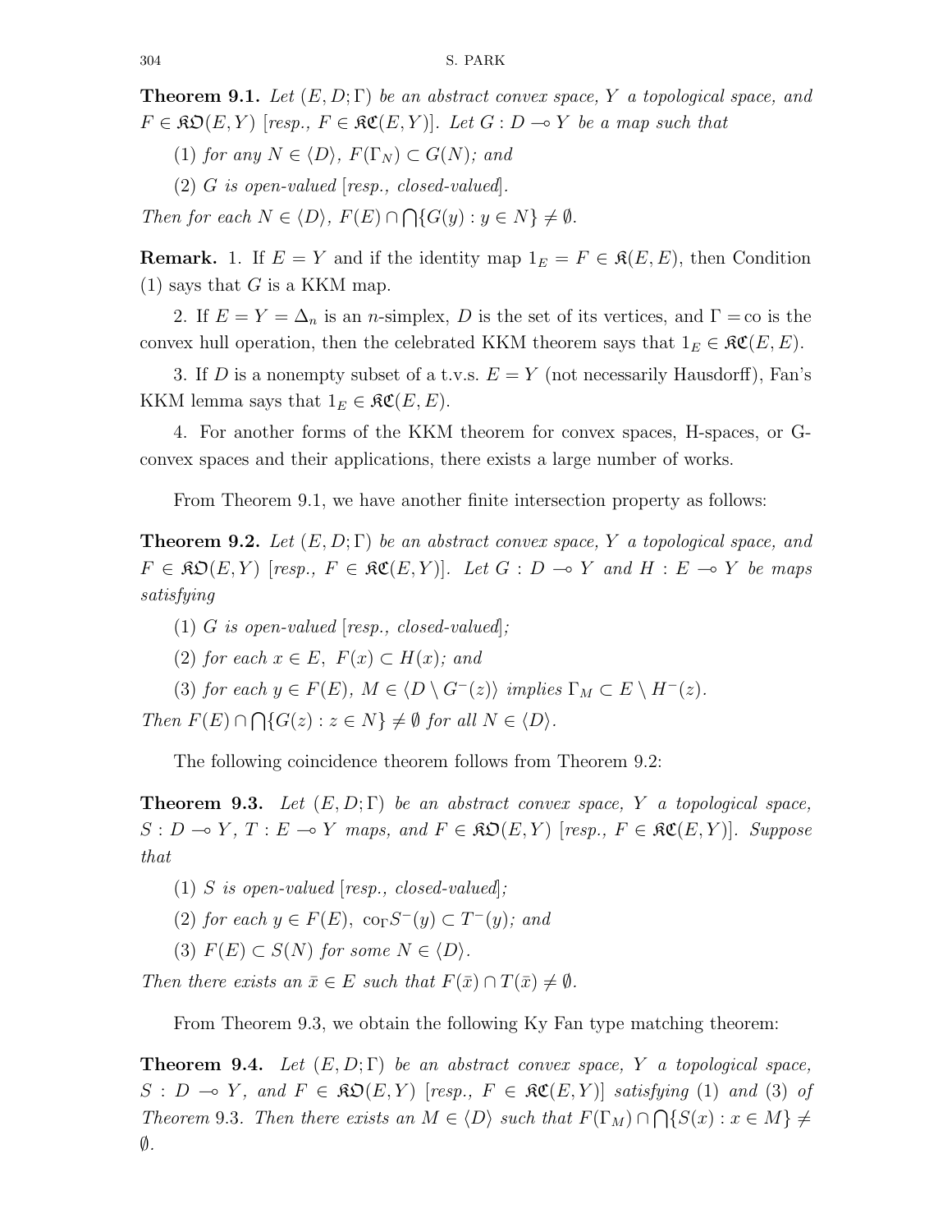**Theorem 9.1.** *Let $(E, D; \Gamma)$ be an abstract convex space, $Y$ a topological space, and $F \in \mathfrak{KO}(E, Y)$ [resp., $F \in \mathfrak{KC}(E, Y)$]. Let $G : D \multimap Y$ be a map such that*

(1) *for any $N \in \langle D \rangle$, $F(\Gamma_N) \subset G(N)$; and*

(2) *$G$ is open-valued [resp., closed-valued].*

*Then for each $N \in \langle D \rangle$, $F(E) \cap \bigcap\{G(y) : y \in N\} \neq \emptyset$.*

**Remark.** 1. If $E = Y$ and if the identity map $1_E = F \in \mathfrak{K}(E, E)$, then Condition (1) says that $G$ is a KKM map.

2. If $E = Y = \Delta_n$ is an $n$-simplex, $D$ is the set of its vertices, and $\Gamma = \text{co}$ is the convex hull operation, then the celebrated KKM theorem says that $1_E \in \mathfrak{KC}(E, E)$.

3. If $D$ is a nonempty subset of a t.v.s. $E = Y$ (not necessarily Hausdorff), Fan's KKM lemma says that $1_E \in \mathfrak{KC}(E, E)$.

4. For another forms of the KKM theorem for convex spaces, H-spaces, or G-convex spaces and their applications, there exists a large number of works.

From Theorem 9.1, we have another finite intersection property as follows:

**Theorem 9.2.** *Let $(E, D; \Gamma)$ be an abstract convex space, $Y$ a topological space, and $F \in \mathfrak{KO}(E, Y)$ [resp., $F \in \mathfrak{KC}(E, Y)$]. Let $G : D \multimap Y$ and $H : E \multimap Y$ be maps satisfying*

(1) *$G$ is open-valued [resp., closed-valued];*

(2) *for each $x \in E$, $F(x) \subset H(x)$; and*

(3) *for each $y \in F(E)$, $M \in \langle D \setminus G^-(z) \rangle$ implies $\Gamma_M \subset E \setminus H^-(z)$.*

*Then $F(E) \cap \bigcap\{G(z) : z \in N\} \neq \emptyset$ for all $N \in \langle D \rangle$.*

The following coincidence theorem follows from Theorem 9.2:

**Theorem 9.3.** *Let $(E, D; \Gamma)$ be an abstract convex space, $Y$ a topological space, $S : D \multimap Y$, $T : E \multimap Y$ maps, and $F \in \mathfrak{KO}(E, Y)$ [resp., $F \in \mathfrak{KC}(E, Y)$]. Suppose that*

(1) *$S$ is open-valued [resp., closed-valued];*

(2) *for each $y \in F(E)$, $\text{co}_\Gamma S^-(y) \subset T^-(y)$; and*

(3) *$F(E) \subset S(N)$ for some $N \in \langle D \rangle$.*

*Then there exists an $\bar{x} \in E$ such that $F(\bar{x}) \cap T(\bar{x}) \neq \emptyset$.*

From Theorem 9.3, we obtain the following Ky Fan type matching theorem:

**Theorem 9.4.** *Let $(E, D; \Gamma)$ be an abstract convex space, $Y$ a topological space, $S : D \multimap Y$, and $F \in \mathfrak{KO}(E, Y)$ [resp., $F \in \mathfrak{KC}(E, Y)$] satisfying (1) and (3) of Theorem 9.3. Then there exists an $M \in \langle D \rangle$ such that $F(\Gamma_M) \cap \bigcap\{S(x) : x \in M\} \neq \emptyset$.*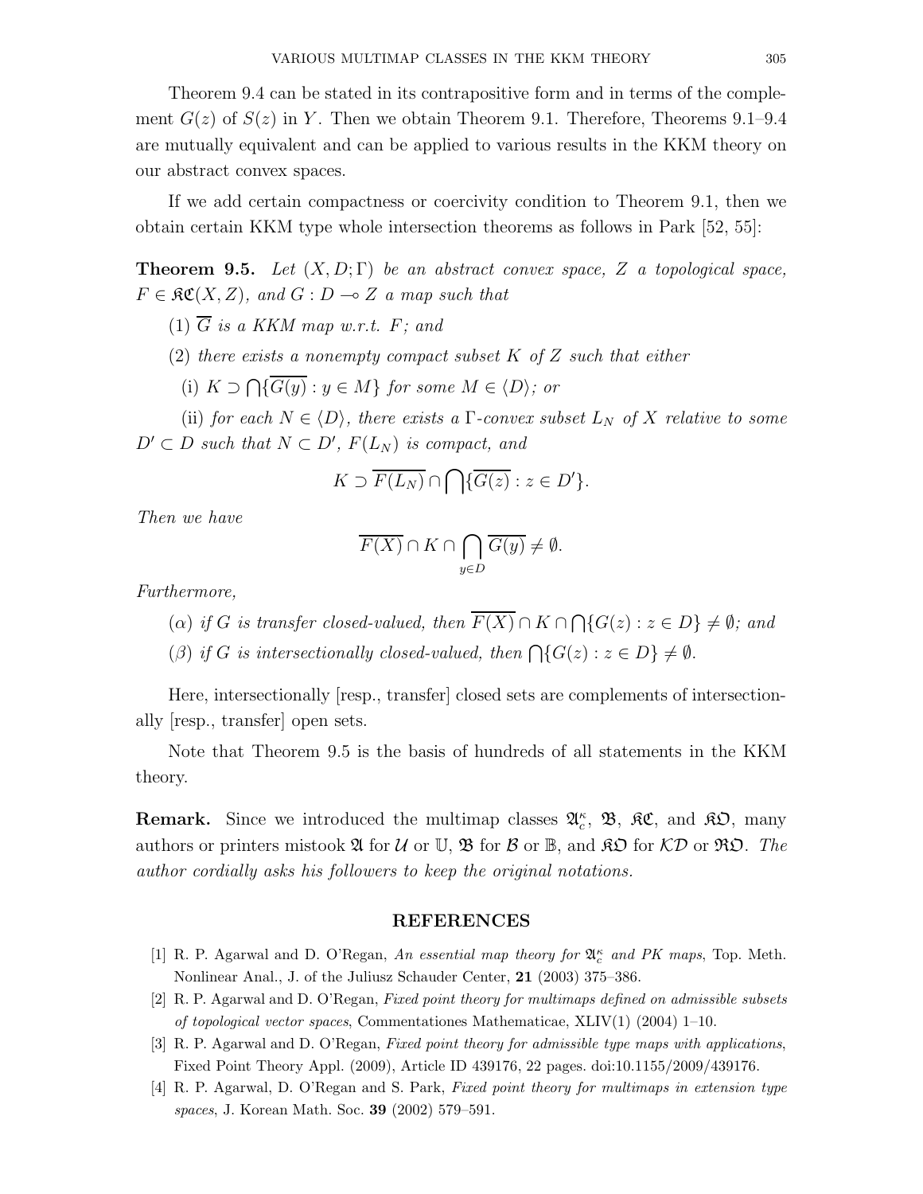Theorem 9.4 can be stated in its contrapositive form and in terms of the complement $G(z)$ of $S(z)$ in $Y$. Then we obtain Theorem 9.1. Therefore, Theorems 9.1–9.4 are mutually equivalent and can be applied to various results in the KKM theory on our abstract convex spaces.

If we add certain compactness or coercivity condition to Theorem 9.1, then we obtain certain KKM type whole intersection theorems as follows in Park [52, 55]:

**Theorem 9.5.** *Let $(X, D; \Gamma)$ be an abstract convex space, $Z$ a topological space, $F \in \mathfrak{KC}(X, Z)$, and $G : D \multimap Z$ a map such that*

(1) *$\overline{G}$ is a KKM map w.r.t. $F$; and*

(2) *there exists a nonempty compact subset $K$ of $Z$ such that either*

(i) *$K \supset \bigcap\{\overline{G(y)} : y \in M\}$ for some $M \in \langle D \rangle$; or*

(ii) *for each $N \in \langle D \rangle$, there exists a $\Gamma$-convex subset $L_N$ of $X$ relative to some $D' \subset D$ such that $N \subset D'$, $F(L_N)$ is compact, and*

$$K \supset \overline{F(L_N)} \cap \bigcap\{\overline{G(z)} : z \in D'\}.$$

*Then we have*

$$\overline{F(X)} \cap K \cap \bigcap_{y \in D} \overline{G(y)} \neq \emptyset.$$

*Furthermore,*

($\alpha$) *if $G$ is transfer closed-valued, then $\overline{F(X)} \cap K \cap \bigcap\{G(z) : z \in D\} \neq \emptyset$; and*

($\beta$) *if $G$ is intersectionally closed-valued, then $\bigcap\{G(z) : z \in D\} \neq \emptyset$.*

Here, intersectionally [resp., transfer] closed sets are complements of intersectionally [resp., transfer] open sets.

Note that Theorem 9.5 is the basis of hundreds of all statements in the KKM theory.

**Remark.** Since we introduced the multimap classes $\mathfrak{A}_c^\kappa$, $\mathfrak{B}$, $\mathfrak{KC}$, and $\mathfrak{KO}$, many authors or printers mistook $\mathfrak{A}$ for $\mathcal{U}$ or $\mathbb{U}$, $\mathfrak{B}$ for $\mathcal{B}$ or $\mathbb{B}$, and $\mathfrak{KO}$ for $\mathcal{KD}$ or $\mathfrak{RO}$. *The author cordially asks his followers to keep the original notations.*

## REFERENCES

[1] R. P. Agarwal and D. O'Regan, *An essential map theory for $\mathfrak{A}_c^\kappa$ and PK maps*, Top. Meth. Nonlinear Anal., J. of the Juliusz Schauder Center, **21** (2003) 375–386.

[2] R. P. Agarwal and D. O'Regan, *Fixed point theory for multimaps defined on admissible subsets of topological vector spaces*, Commentationes Mathematicae, XLIV(1) (2004) 1–10.

[3] R. P. Agarwal and D. O'Regan, *Fixed point theory for admissible type maps with applications*, Fixed Point Theory Appl. (2009), Article ID 439176, 22 pages. doi:10.1155/2009/439176.

[4] R. P. Agarwal, D. O'Regan and S. Park, *Fixed point theory for multimaps in extension type spaces*, J. Korean Math. Soc. **39** (2002) 579–591.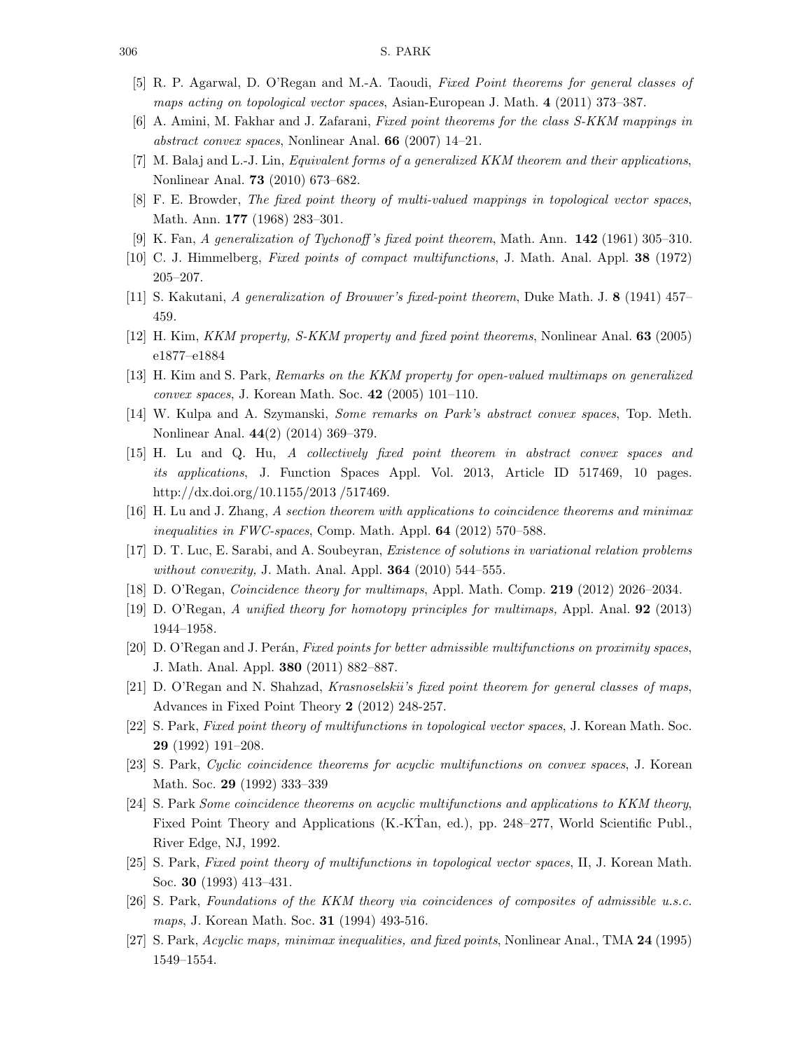[5] R. P. Agarwal, D. O'Regan and M.-A. Taoudi, *Fixed Point theorems for general classes of maps acting on topological vector spaces*, Asian-European J. Math. **4** (2011) 373–387.

[6] A. Amini, M. Fakhar and J. Zafarani, *Fixed point theorems for the class S-KKM mappings in abstract convex spaces*, Nonlinear Anal. **66** (2007) 14–21.

[7] M. Balaj and L.-J. Lin, *Equivalent forms of a generalized KKM theorem and their applications*, Nonlinear Anal. **73** (2010) 673–682.

[8] F. E. Browder, *The fixed point theory of multi-valued mappings in topological vector spaces*, Math. Ann. **177** (1968) 283–301.

[9] K. Fan, *A generalization of Tychonoff's fixed point theorem*, Math. Ann. **142** (1961) 305–310.

[10] C. J. Himmelberg, *Fixed points of compact multifunctions*, J. Math. Anal. Appl. **38** (1972) 205–207.

[11] S. Kakutani, *A generalization of Brouwer's fixed-point theorem*, Duke Math. J. **8** (1941) 457–459.

[12] H. Kim, *KKM property, S-KKM property and fixed point theorems*, Nonlinear Anal. **63** (2005) e1877–e1884

[13] H. Kim and S. Park, *Remarks on the KKM property for open-valued multimaps on generalized convex spaces*, J. Korean Math. Soc. **42** (2005) 101–110.

[14] W. Kulpa and A. Szymanski, *Some remarks on Park's abstract convex spaces*, Top. Meth. Nonlinear Anal. **44**(2) (2014) 369–379.

[15] H. Lu and Q. Hu, *A collectively fixed point theorem in abstract convex spaces and its applications*, J. Function Spaces Appl. Vol. 2013, Article ID 517469, 10 pages. http://dx.doi.org/10.1155/2013 /517469.

[16] H. Lu and J. Zhang, *A section theorem with applications to coincidence theorems and minimax inequalities in FWC-spaces*, Comp. Math. Appl. **64** (2012) 570–588.

[17] D. T. Luc, E. Sarabi, and A. Soubeyran, *Existence of solutions in variational relation problems without convexity,* J. Math. Anal. Appl. **364** (2010) 544–555.

[18] D. O'Regan, *Coincidence theory for multimaps*, Appl. Math. Comp. **219** (2012) 2026–2034.

[19] D. O'Regan, *A unified theory for homotopy principles for multimaps,* Appl. Anal. **92** (2013) 1944–1958.

[20] D. O'Regan and J. Perán, *Fixed points for better admissible multifunctions on proximity spaces*, J. Math. Anal. Appl. **380** (2011) 882–887.

[21] D. O'Regan and N. Shahzad, *Krasnoselskii's fixed point theorem for general classes of maps*, Advances in Fixed Point Theory **2** (2012) 248-257.

[22] S. Park, *Fixed point theory of multifunctions in topological vector spaces*, J. Korean Math. Soc. **29** (1992) 191–208.

[23] S. Park, *Cyclic coincidence theorems for acyclic multifunctions on convex spaces*, J. Korean Math. Soc. **29** (1992) 333–339

[24] S. Park *Some coincidence theorems on acyclic multifunctions and applications to KKM theory*, Fixed Point Theory and Applications (K.-KŤan, ed.), pp. 248–277, World Scientific Publ., River Edge, NJ, 1992.

[25] S. Park, *Fixed point theory of multifunctions in topological vector spaces*, II, J. Korean Math. Soc. **30** (1993) 413–431.

[26] S. Park, *Foundations of the KKM theory via coincidences of composites of admissible u.s.c. maps*, J. Korean Math. Soc. **31** (1994) 493-516.

[27] S. Park, *Acyclic maps, minimax inequalities, and fixed points*, Nonlinear Anal., TMA **24** (1995) 1549–1554.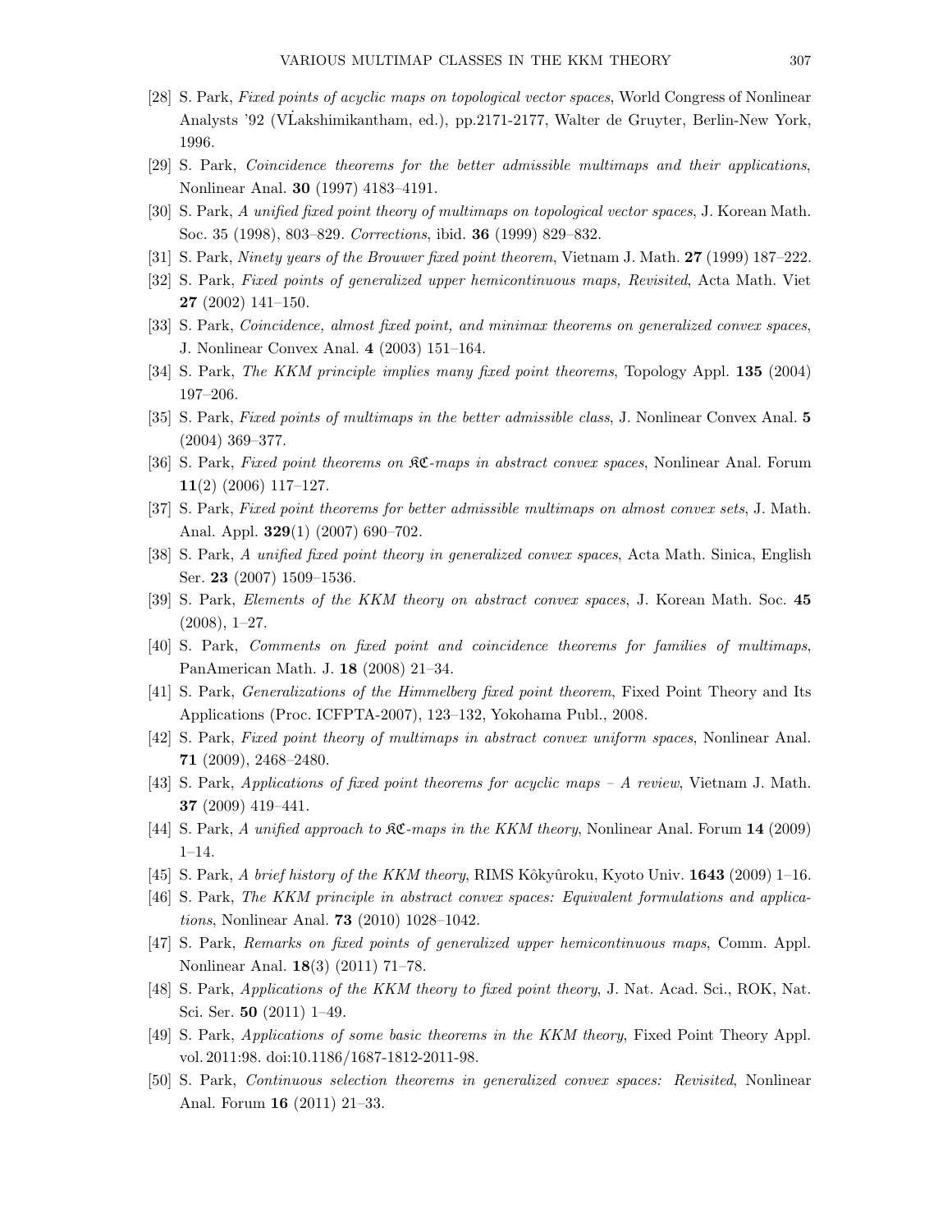[28] S. Park, *Fixed points of acyclic maps on topological vector spaces*, World Congress of Nonlinear Analysts '92 (V.Lakshimikantham, ed.), pp.2171-2177, Walter de Gruyter, Berlin-New York, 1996.

[29] S. Park, *Coincidence theorems for the better admissible multimaps and their applications*, Nonlinear Anal. **30** (1997) 4183–4191.

[30] S. Park, *A unified fixed point theory of multimaps on topological vector spaces*, J. Korean Math. Soc. 35 (1998), 803–829. *Corrections*, ibid. **36** (1999) 829–832.

[31] S. Park, *Ninety years of the Brouwer fixed point theorem*, Vietnam J. Math. **27** (1999) 187–222.

[32] S. Park, *Fixed points of generalized upper hemicontinuous maps, Revisited*, Acta Math. Viet **27** (2002) 141–150.

[33] S. Park, *Coincidence, almost fixed point, and minimax theorems on generalized convex spaces*, J. Nonlinear Convex Anal. **4** (2003) 151–164.

[34] S. Park, *The KKM principle implies many fixed point theorems*, Topology Appl. **135** (2004) 197–206.

[35] S. Park, *Fixed points of multimaps in the better admissible class*, J. Nonlinear Convex Anal. **5** (2004) 369–377.

[36] S. Park, *Fixed point theorems on $\mathfrak{KC}$-maps in abstract convex spaces*, Nonlinear Anal. Forum **11**(2) (2006) 117–127.

[37] S. Park, *Fixed point theorems for better admissible multimaps on almost convex sets*, J. Math. Anal. Appl. **329**(1) (2007) 690–702.

[38] S. Park, *A unified fixed point theory in generalized convex spaces*, Acta Math. Sinica, English Ser. **23** (2007) 1509–1536.

[39] S. Park, *Elements of the KKM theory on abstract convex spaces*, J. Korean Math. Soc. **45** (2008), 1–27.

[40] S. Park, *Comments on fixed point and coincidence theorems for families of multimaps*, PanAmerican Math. J. **18** (2008) 21–34.

[41] S. Park, *Generalizations of the Himmelberg fixed point theorem*, Fixed Point Theory and Its Applications (Proc. ICFPTA-2007), 123–132, Yokohama Publ., 2008.

[42] S. Park, *Fixed point theory of multimaps in abstract convex uniform spaces*, Nonlinear Anal. **71** (2009), 2468–2480.

[43] S. Park, *Applications of fixed point theorems for acyclic maps – A review*, Vietnam J. Math. **37** (2009) 419–441.

[44] S. Park, *A unified approach to $\mathfrak{KC}$-maps in the KKM theory*, Nonlinear Anal. Forum **14** (2009) 1–14.

[45] S. Park, *A brief history of the KKM theory*, RIMS Kôkyûroku, Kyoto Univ. **1643** (2009) 1–16.

[46] S. Park, *The KKM principle in abstract convex spaces: Equivalent formulations and applications*, Nonlinear Anal. **73** (2010) 1028–1042.

[47] S. Park, *Remarks on fixed points of generalized upper hemicontinuous maps*, Comm. Appl. Nonlinear Anal. **18**(3) (2011) 71–78.

[48] S. Park, *Applications of the KKM theory to fixed point theory*, J. Nat. Acad. Sci., ROK, Nat. Sci. Ser. **50** (2011) 1–49.

[49] S. Park, *Applications of some basic theorems in the KKM theory*, Fixed Point Theory Appl. vol. 2011:98. doi:10.1186/1687-1812-2011-98.

[50] S. Park, *Continuous selection theorems in generalized convex spaces: Revisited*, Nonlinear Anal. Forum **16** (2011) 21–33.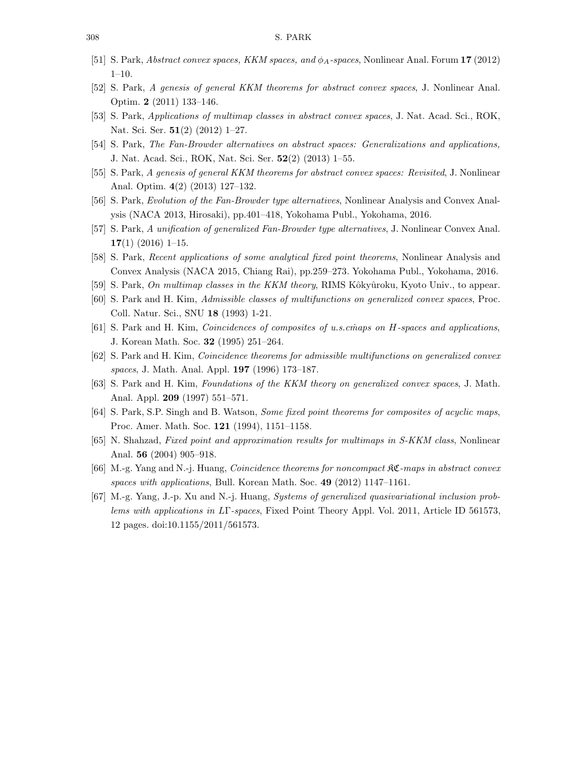[51] S. Park, *Abstract convex spaces, KKM spaces, and $\phi_A$-spaces*, Nonlinear Anal. Forum **17** (2012) 1–10.

[52] S. Park, *A genesis of general KKM theorems for abstract convex spaces*, J. Nonlinear Anal. Optim. **2** (2011) 133–146.

[53] S. Park, *Applications of multimap classes in abstract convex spaces*, J. Nat. Acad. Sci., ROK, Nat. Sci. Ser. **51**(2) (2012) 1–27.

[54] S. Park, *The Fan-Browder alternatives on abstract spaces: Generalizations and applications,* J. Nat. Acad. Sci., ROK, Nat. Sci. Ser. **52**(2) (2013) 1–55.

[55] S. Park, *A genesis of general KKM theorems for abstract convex spaces: Revisited*, J. Nonlinear Anal. Optim. **4**(2) (2013) 127–132.

[56] S. Park, *Evolution of the Fan-Browder type alternatives*, Nonlinear Analysis and Convex Analysis (NACA 2013, Hirosaki), pp.401–418, Yokohama Publ., Yokohama, 2016.

[57] S. Park, *A unification of generalized Fan-Browder type alternatives*, J. Nonlinear Convex Anal. **17**(1) (2016) 1–15.

[58] S. Park, *Recent applications of some analytical fixed point theorems*, Nonlinear Analysis and Convex Analysis (NACA 2015, Chiang Rai), pp.259–273. Yokohama Publ., Yokohama, 2016.

[59] S. Park, *On multimap classes in the KKM theory*, RIMS Kôkyûroku, Kyoto Univ., to appear.

[60] S. Park and H. Kim, *Admissible classes of multifunctions on generalized convex spaces*, Proc. Coll. Natur. Sci., SNU **18** (1993) 1-21.

[61] S. Park and H. Kim, *Coincidences of composites of u.s.c.maps on $H$-spaces and applications*, J. Korean Math. Soc. **32** (1995) 251–264.

[62] S. Park and H. Kim, *Coincidence theorems for admissible multifunctions on generalized convex spaces*, J. Math. Anal. Appl. **197** (1996) 173–187.

[63] S. Park and H. Kim, *Foundations of the KKM theory on generalized convex spaces*, J. Math. Anal. Appl. **209** (1997) 551–571.

[64] S. Park, S.P. Singh and B. Watson, *Some fixed point theorems for composites of acyclic maps*, Proc. Amer. Math. Soc. **121** (1994), 1151–1158.

[65] N. Shahzad, *Fixed point and approximation results for multimaps in S-KKM class*, Nonlinear Anal. **56** (2004) 905–918.

[66] M.-g. Yang and N.-j. Huang, *Coincidence theorems for noncompact $\mathfrak{KC}$-maps in abstract convex spaces with applications*, Bull. Korean Math. Soc. **49** (2012) 1147–1161.

[67] M.-g. Yang, J.-p. Xu and N.-j. Huang, *Systems of generalized quasivariational inclusion problems with applications in $L\Gamma$-spaces*, Fixed Point Theory Appl. Vol. 2011, Article ID 561573, 12 pages. doi:10.1155/2011/561573.